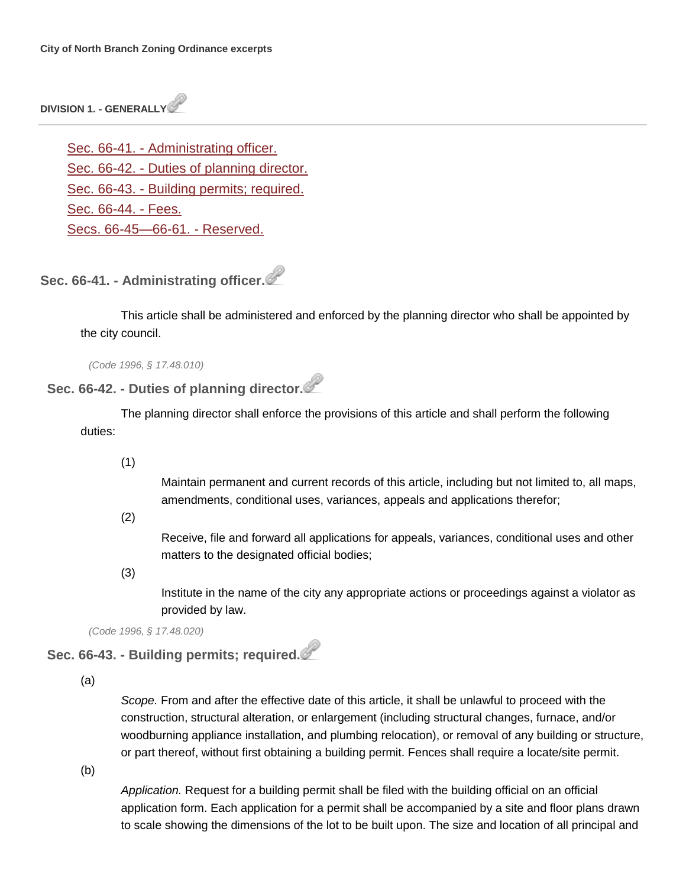**City of North Branch Zoning Ordinance excerpts**

## DIVISION 1. - GENERALLY

- Sec. 66-41. - Administrating officer.
- Sec. 66-42. - Duties of planning director.
- Sec. 66-43. - Building permits; required.
- Sec. 66-44. - Fees.
- Secs. 66-45—66-61. - Reserved.

### Sec. 66-41. - Administrating officer.

This article shall be administered and enforced by the planning director who shall be appointed by the city council.

*(Code 1996, § 17.48.010)*

### Sec. 66-42. - Duties of planning director.

The planning director shall enforce the provisions of this article and shall perform the following duties:

(1) Maintain permanent and current records of this article, including but not limited to, all maps, amendments, conditional uses, variances, appeals and applications therefor;

(2) Receive, file and forward all applications for appeals, variances, conditional uses and other matters to the designated official bodies;

(3) Institute in the name of the city any appropriate actions or proceedings against a violator as provided by law.

*(Code 1996, § 17.48.020)*

### Sec. 66-43. - Building permits; required.

(a) *Scope.* From and after the effective date of this article, it shall be unlawful to proceed with the construction, structural alteration, or enlargement (including structural changes, furnace, and/or woodburning appliance installation, and plumbing relocation), or removal of any building or structure, or part thereof, without first obtaining a building permit. Fences shall require a locate/site permit.

(b) *Application.* Request for a building permit shall be filed with the building official on an official application form. Each application for a permit shall be accompanied by a site and floor plans drawn to scale showing the dimensions of the lot to be built upon. The size and location of all principal and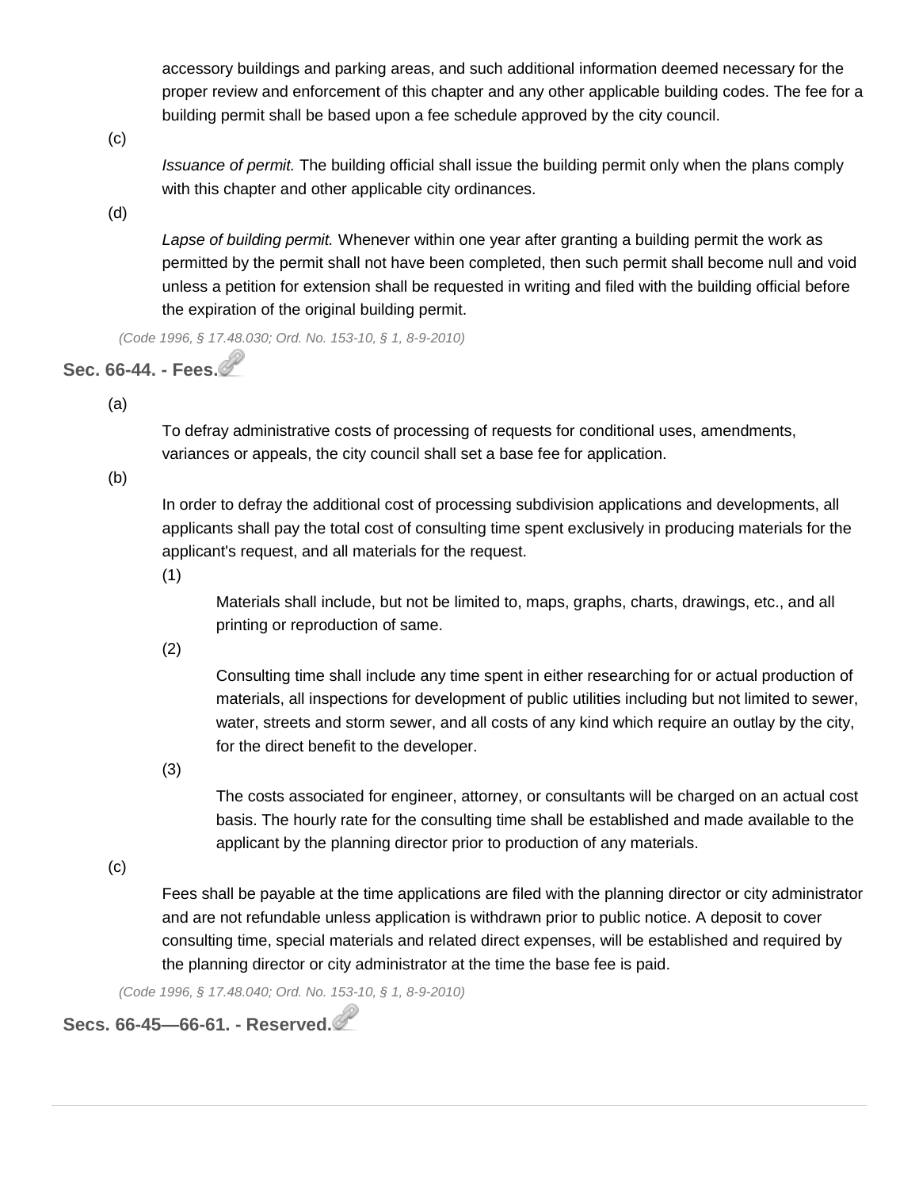accessory buildings and parking areas, and such additional information deemed necessary for the proper review and enforcement of this chapter and any other applicable building codes. The fee for a building permit shall be based upon a fee schedule approved by the city council.

(c) *Issuance of permit.* The building official shall issue the building permit only when the plans comply with this chapter and other applicable city ordinances.

(d) *Lapse of building permit.* Whenever within one year after granting a building permit the work as permitted by the permit shall not have been completed, then such permit shall become null and void unless a petition for extension shall be requested in writing and filed with the building official before the expiration of the original building permit.

*(Code 1996, § 17.48.030; Ord. No. 153-10, § 1, 8-9-2010)*

### Sec. 66-44. - Fees.

(a) To defray administrative costs of processing of requests for conditional uses, amendments, variances or appeals, the city council shall set a base fee for application.

(b) In order to defray the additional cost of processing subdivision applications and developments, all applicants shall pay the total cost of consulting time spent exclusively in producing materials for the applicant's request, and all materials for the request.

(1) Materials shall include, but not be limited to, maps, graphs, charts, drawings, etc., and all printing or reproduction of same.

(2) Consulting time shall include any time spent in either researching for or actual production of materials, all inspections for development of public utilities including but not limited to sewer, water, streets and storm sewer, and all costs of any kind which require an outlay by the city, for the direct benefit to the developer.

(3) The costs associated for engineer, attorney, or consultants will be charged on an actual cost basis. The hourly rate for the consulting time shall be established and made available to the applicant by the planning director prior to production of any materials.

(c) Fees shall be payable at the time applications are filed with the planning director or city administrator and are not refundable unless application is withdrawn prior to public notice. A deposit to cover consulting time, special materials and related direct expenses, will be established and required by the planning director or city administrator at the time the base fee is paid.

*(Code 1996, § 17.48.040; Ord. No. 153-10, § 1, 8-9-2010)*

### Secs. 66-45—66-61. - Reserved.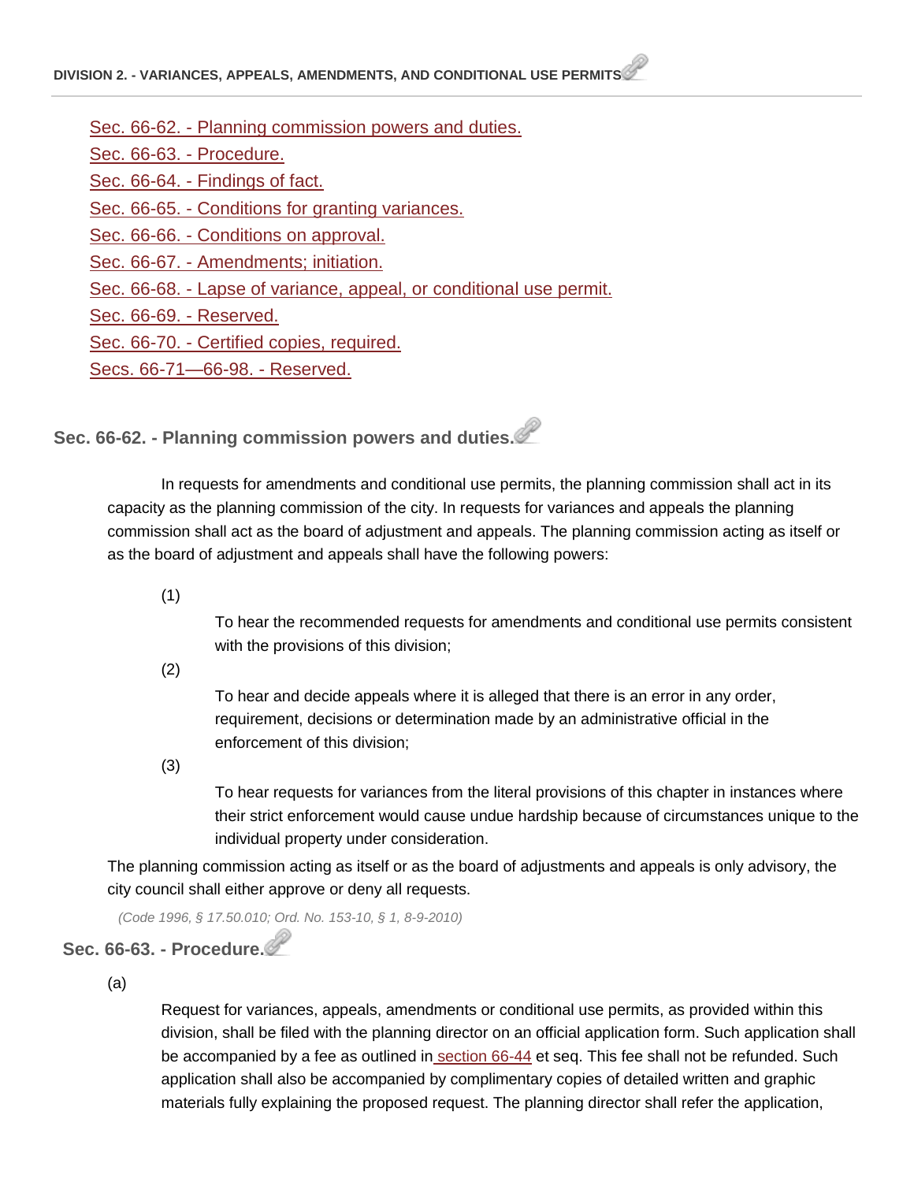**DIVISION 2. - VARIANCES, APPEALS, AMENDMENTS, AND CONDITIONAL USE PERMITS**

- Sec. 66-62. - Planning commission powers and duties.
- Sec. 66-63. - Procedure.
- Sec. 66-64. - Findings of fact.
- Sec. 66-65. - Conditions for granting variances.
- Sec. 66-66. - Conditions on approval.
- Sec. 66-67. - Amendments; initiation.
- Sec. 66-68. - Lapse of variance, appeal, or conditional use permit.
- Sec. 66-69. - Reserved.
- Sec. 66-70. - Certified copies, required.
- Secs. 66-71—66-98. - Reserved.

### Sec. 66-62. - Planning commission powers and duties.

In requests for amendments and conditional use permits, the planning commission shall act in its capacity as the planning commission of the city. In requests for variances and appeals the planning commission shall act as the board of adjustment and appeals. The planning commission acting as itself or as the board of adjustment and appeals shall have the following powers:

(1) To hear the recommended requests for amendments and conditional use permits consistent with the provisions of this division;

(2) To hear and decide appeals where it is alleged that there is an error in any order, requirement, decisions or determination made by an administrative official in the enforcement of this division;

(3) To hear requests for variances from the literal provisions of this chapter in instances where their strict enforcement would cause undue hardship because of circumstances unique to the individual property under consideration.

The planning commission acting as itself or as the board of adjustments and appeals is only advisory, the city council shall either approve or deny all requests.

*(Code 1996, § 17.50.010; Ord. No. 153-10, § 1, 8-9-2010)*

### Sec. 66-63. - Procedure.

(a) Request for variances, appeals, amendments or conditional use permits, as provided within this division, shall be filed with the planning director on an official application form. Such application shall be accompanied by a fee as outlined in section 66-44 et seq. This fee shall not be refunded. Such application shall also be accompanied by complimentary copies of detailed written and graphic materials fully explaining the proposed request. The planning director shall refer the application,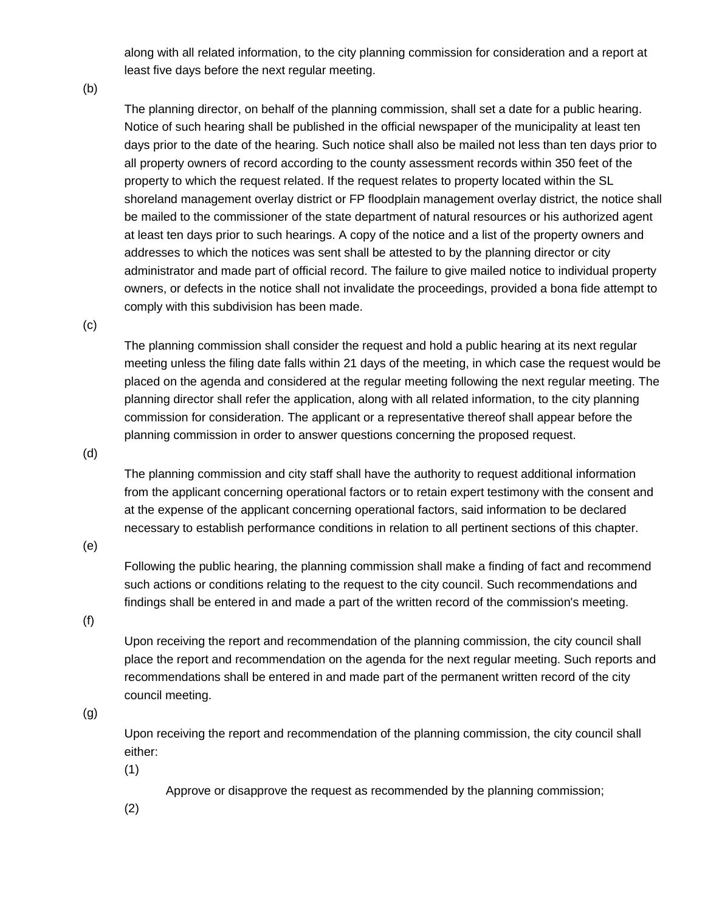along with all related information, to the city planning commission for consideration and a report at least five days before the next regular meeting.

(b)

The planning director, on behalf of the planning commission, shall set a date for a public hearing. Notice of such hearing shall be published in the official newspaper of the municipality at least ten days prior to the date of the hearing. Such notice shall also be mailed not less than ten days prior to all property owners of record according to the county assessment records within 350 feet of the property to which the request related. If the request relates to property located within the SL shoreland management overlay district or FP floodplain management overlay district, the notice shall be mailed to the commissioner of the state department of natural resources or his authorized agent at least ten days prior to such hearings. A copy of the notice and a list of the property owners and addresses to which the notices was sent shall be attested to by the planning director or city administrator and made part of official record. The failure to give mailed notice to individual property owners, or defects in the notice shall not invalidate the proceedings, provided a bona fide attempt to comply with this subdivision has been made.

(c)

The planning commission shall consider the request and hold a public hearing at its next regular meeting unless the filing date falls within 21 days of the meeting, in which case the request would be placed on the agenda and considered at the regular meeting following the next regular meeting. The planning director shall refer the application, along with all related information, to the city planning commission for consideration. The applicant or a representative thereof shall appear before the planning commission in order to answer questions concerning the proposed request.

(d)

The planning commission and city staff shall have the authority to request additional information from the applicant concerning operational factors or to retain expert testimony with the consent and at the expense of the applicant concerning operational factors, said information to be declared necessary to establish performance conditions in relation to all pertinent sections of this chapter.

(e)

Following the public hearing, the planning commission shall make a finding of fact and recommend such actions or conditions relating to the request to the city council. Such recommendations and findings shall be entered in and made a part of the written record of the commission's meeting.

(f)

Upon receiving the report and recommendation of the planning commission, the city council shall place the report and recommendation on the agenda for the next regular meeting. Such reports and recommendations shall be entered in and made part of the permanent written record of the city council meeting.

(g)

Upon receiving the report and recommendation of the planning commission, the city council shall either:

(1)

Approve or disapprove the request as recommended by the planning commission;

(2)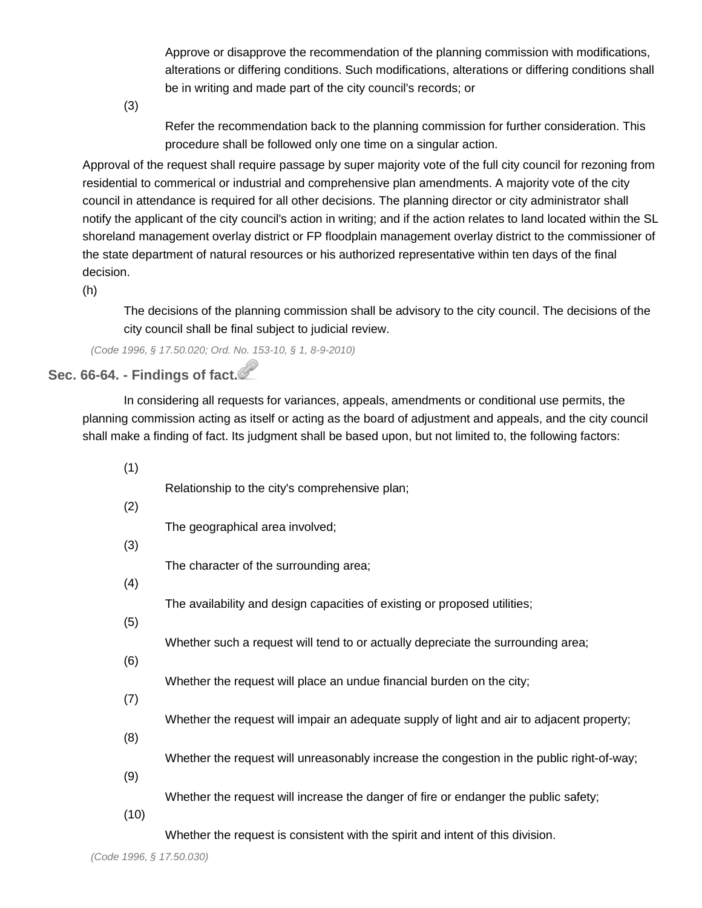Approve or disapprove the recommendation of the planning commission with modifications, alterations or differing conditions. Such modifications, alterations or differing conditions shall be in writing and made part of the city council's records; or

(3)

Refer the recommendation back to the planning commission for further consideration. This procedure shall be followed only one time on a singular action.

Approval of the request shall require passage by super majority vote of the full city council for rezoning from residential to commerical or industrial and comprehensive plan amendments. A majority vote of the city council in attendance is required for all other decisions. The planning director or city administrator shall notify the applicant of the city council's action in writing; and if the action relates to land located within the SL shoreland management overlay district or FP floodplain management overlay district to the commissioner of the state department of natural resources or his authorized representative within ten days of the final decision.

(h)

The decisions of the planning commission shall be advisory to the city council. The decisions of the city council shall be final subject to judicial review.

*(Code 1996, § 17.50.020; Ord. No. 153-10, § 1, 8-9-2010)*

## Sec. 66-64. - Findings of fact.

In considering all requests for variances, appeals, amendments or conditional use permits, the planning commission acting as itself or acting as the board of adjustment and appeals, and the city council shall make a finding of fact. Its judgment shall be based upon, but not limited to, the following factors:

(1)

Relationship to the city's comprehensive plan;

(2)

The geographical area involved;

(3)

The character of the surrounding area;

(4)

The availability and design capacities of existing or proposed utilities;

(5)

Whether such a request will tend to or actually depreciate the surrounding area;

(6)

Whether the request will place an undue financial burden on the city;

(7)

Whether the request will impair an adequate supply of light and air to adjacent property;

(8)

Whether the request will unreasonably increase the congestion in the public right-of-way;

(9)

Whether the request will increase the danger of fire or endanger the public safety;

(10)

Whether the request is consistent with the spirit and intent of this division.

*(Code 1996, § 17.50.030)*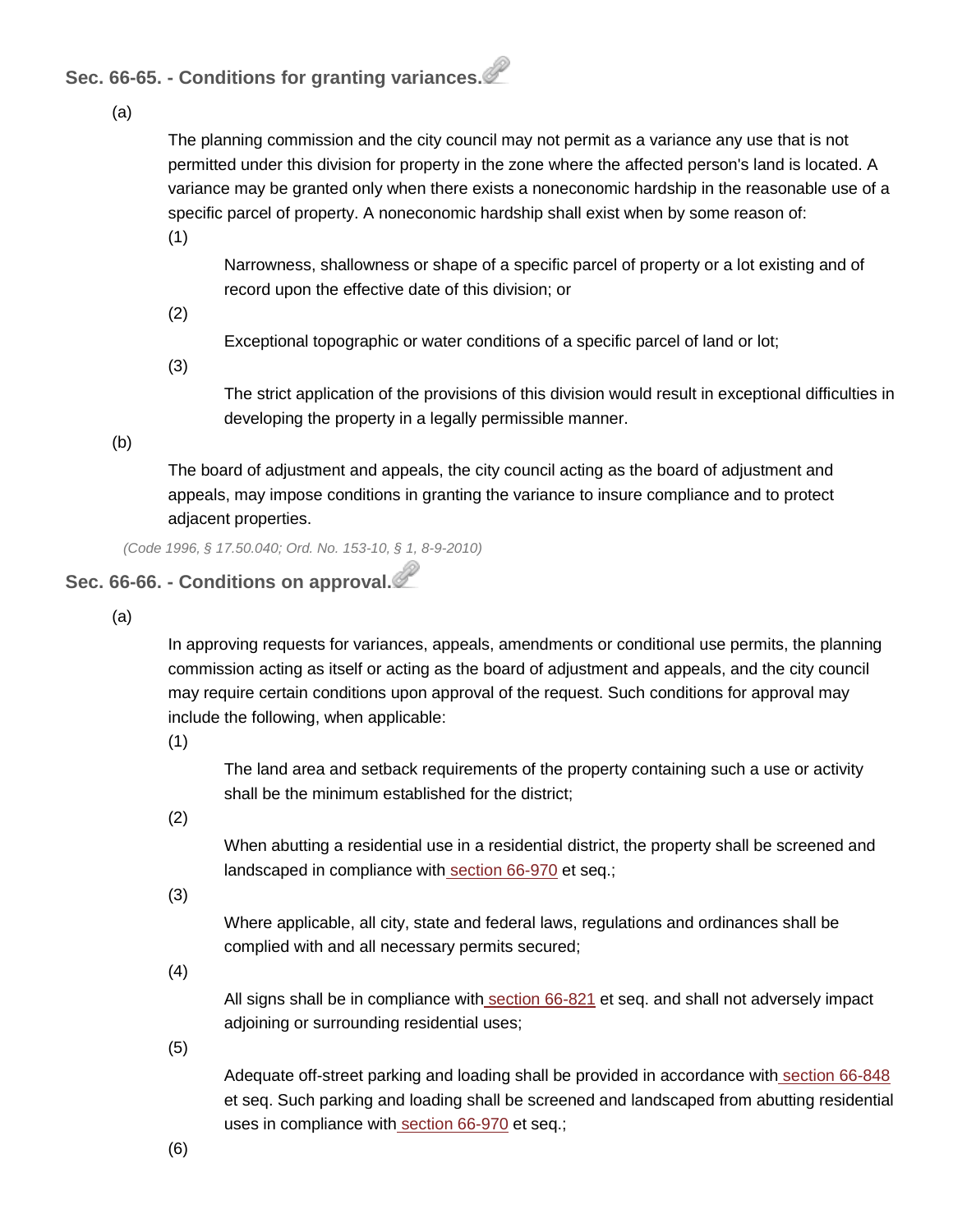### Sec. 66-65. - Conditions for granting variances.

(a) The planning commission and the city council may not permit as a variance any use that is not permitted under this division for property in the zone where the affected person's land is located. A variance may be granted only when there exists a noneconomic hardship in the reasonable use of a specific parcel of property. A noneconomic hardship shall exist when by some reason of:

(1) Narrowness, shallowness or shape of a specific parcel of property or a lot existing and of record upon the effective date of this division; or

(2) Exceptional topographic or water conditions of a specific parcel of land or lot;

(3) The strict application of the provisions of this division would result in exceptional difficulties in developing the property in a legally permissible manner.

(b) The board of adjustment and appeals, the city council acting as the board of adjustment and appeals, may impose conditions in granting the variance to insure compliance and to protect adjacent properties.

*(Code 1996, § 17.50.040; Ord. No. 153-10, § 1, 8-9-2010)*

### Sec. 66-66. - Conditions on approval.

(a) In approving requests for variances, appeals, amendments or conditional use permits, the planning commission acting as itself or acting as the board of adjustment and appeals, and the city council may require certain conditions upon approval of the request. Such conditions for approval may include the following, when applicable:

(1) The land area and setback requirements of the property containing such a use or activity shall be the minimum established for the district;

(2) When abutting a residential use in a residential district, the property shall be screened and landscaped in compliance with section 66-970 et seq.;

(3) Where applicable, all city, state and federal laws, regulations and ordinances shall be complied with and all necessary permits secured;

(4) All signs shall be in compliance with section 66-821 et seq. and shall not adversely impact adjoining or surrounding residential uses;

(5) Adequate off-street parking and loading shall be provided in accordance with section 66-848 et seq. Such parking and loading shall be screened and landscaped from abutting residential uses in compliance with section 66-970 et seq.;

(6)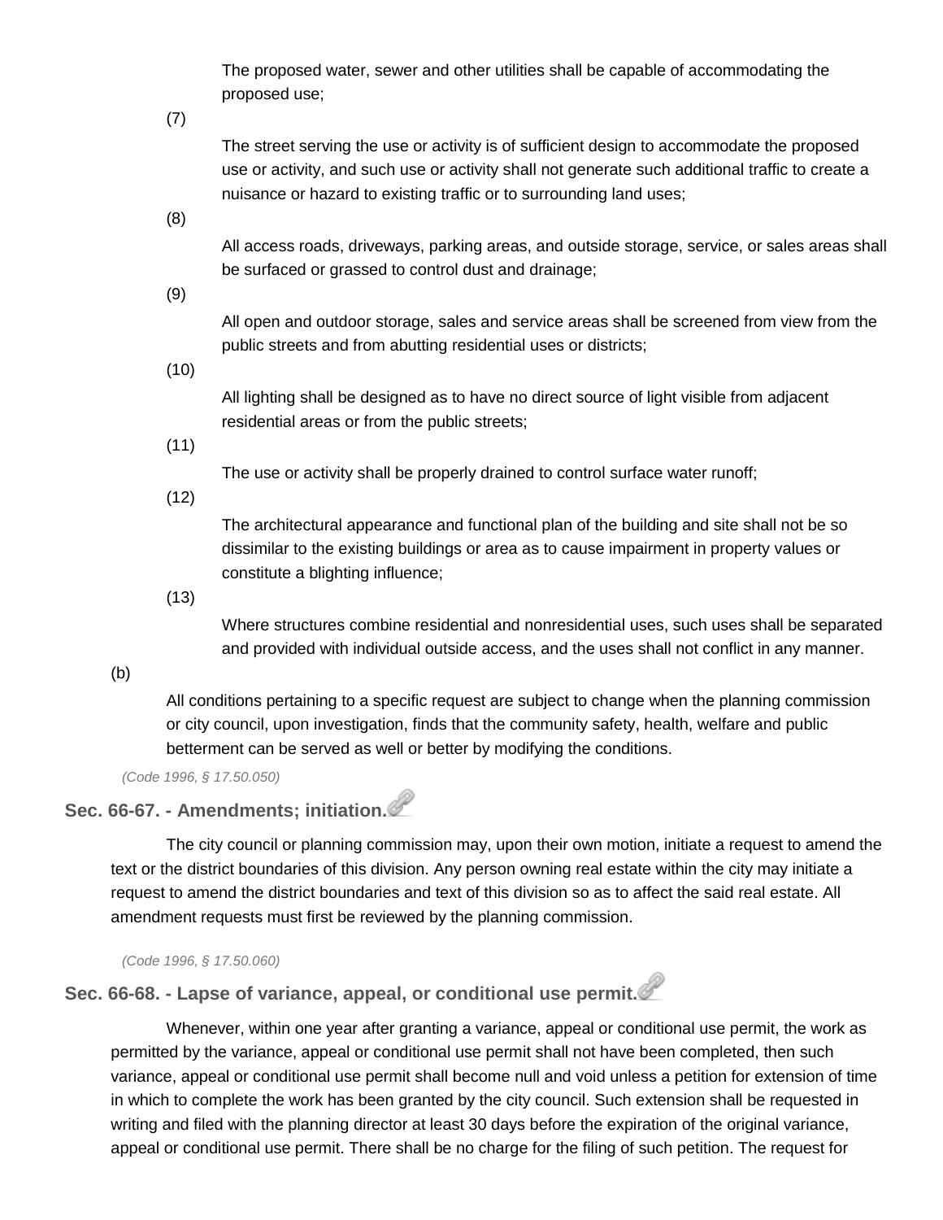The proposed water, sewer and other utilities shall be capable of accommodating the proposed use;

(7)

The street serving the use or activity is of sufficient design to accommodate the proposed use or activity, and such use or activity shall not generate such additional traffic to create a nuisance or hazard to existing traffic or to surrounding land uses;

(8)

All access roads, driveways, parking areas, and outside storage, service, or sales areas shall be surfaced or grassed to control dust and drainage;

(9)

All open and outdoor storage, sales and service areas shall be screened from view from the public streets and from abutting residential uses or districts;

(10)

All lighting shall be designed as to have no direct source of light visible from adjacent residential areas or from the public streets;

(11)

The use or activity shall be properly drained to control surface water runoff;

(12)

The architectural appearance and functional plan of the building and site shall not be so dissimilar to the existing buildings or area as to cause impairment in property values or constitute a blighting influence;

(13)

Where structures combine residential and nonresidential uses, such uses shall be separated and provided with individual outside access, and the uses shall not conflict in any manner.

(b)

All conditions pertaining to a specific request are subject to change when the planning commission or city council, upon investigation, finds that the community safety, health, welfare and public betterment can be served as well or better by modifying the conditions.

*(Code 1996, § 17.50.050)*

## Sec. 66-67. - Amendments; initiation.

The city council or planning commission may, upon their own motion, initiate a request to amend the text or the district boundaries of this division. Any person owning real estate within the city may initiate a request to amend the district boundaries and text of this division so as to affect the said real estate. All amendment requests must first be reviewed by the planning commission.

*(Code 1996, § 17.50.060)*

## Sec. 66-68. - Lapse of variance, appeal, or conditional use permit.

Whenever, within one year after granting a variance, appeal or conditional use permit, the work as permitted by the variance, appeal or conditional use permit shall not have been completed, then such variance, appeal or conditional use permit shall become null and void unless a petition for extension of time in which to complete the work has been granted by the city council. Such extension shall be requested in writing and filed with the planning director at least 30 days before the expiration of the original variance, appeal or conditional use permit. There shall be no charge for the filing of such petition. The request for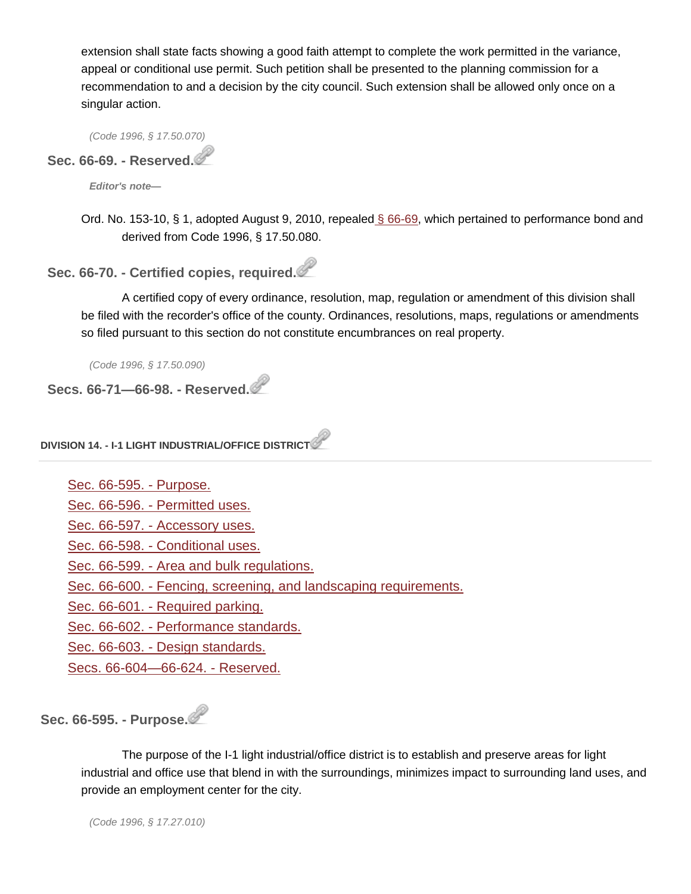extension shall state facts showing a good faith attempt to complete the work permitted in the variance, appeal or conditional use permit. Such petition shall be presented to the planning commission for a recommendation to and a decision by the city council. Such extension shall be allowed only once on a singular action.

*(Code 1996, § 17.50.070)*

### Sec. 66-69. - Reserved.

***Editor's note—***

Ord. No. 153-10, § 1, adopted August 9, 2010, repealed § 66-69, which pertained to performance bond and derived from Code 1996, § 17.50.080.

### Sec. 66-70. - Certified copies, required.

A certified copy of every ordinance, resolution, map, regulation or amendment of this division shall be filed with the recorder's office of the county. Ordinances, resolutions, maps, regulations or amendments so filed pursuant to this section do not constitute encumbrances on real property.

*(Code 1996, § 17.50.090)*

### Secs. 66-71—66-98. - Reserved.

## DIVISION 14. - I-1 LIGHT INDUSTRIAL/OFFICE DISTRICT

- Sec. 66-595. - Purpose.
- Sec. 66-596. - Permitted uses.
- Sec. 66-597. - Accessory uses.
- Sec. 66-598. - Conditional uses.
- Sec. 66-599. - Area and bulk regulations.
- Sec. 66-600. - Fencing, screening, and landscaping requirements.
- Sec. 66-601. - Required parking.
- Sec. 66-602. - Performance standards.
- Sec. 66-603. - Design standards.
- Secs. 66-604—66-624. - Reserved.

### Sec. 66-595. - Purpose.

The purpose of the I-1 light industrial/office district is to establish and preserve areas for light industrial and office use that blend in with the surroundings, minimizes impact to surrounding land uses, and provide an employment center for the city.

*(Code 1996, § 17.27.010)*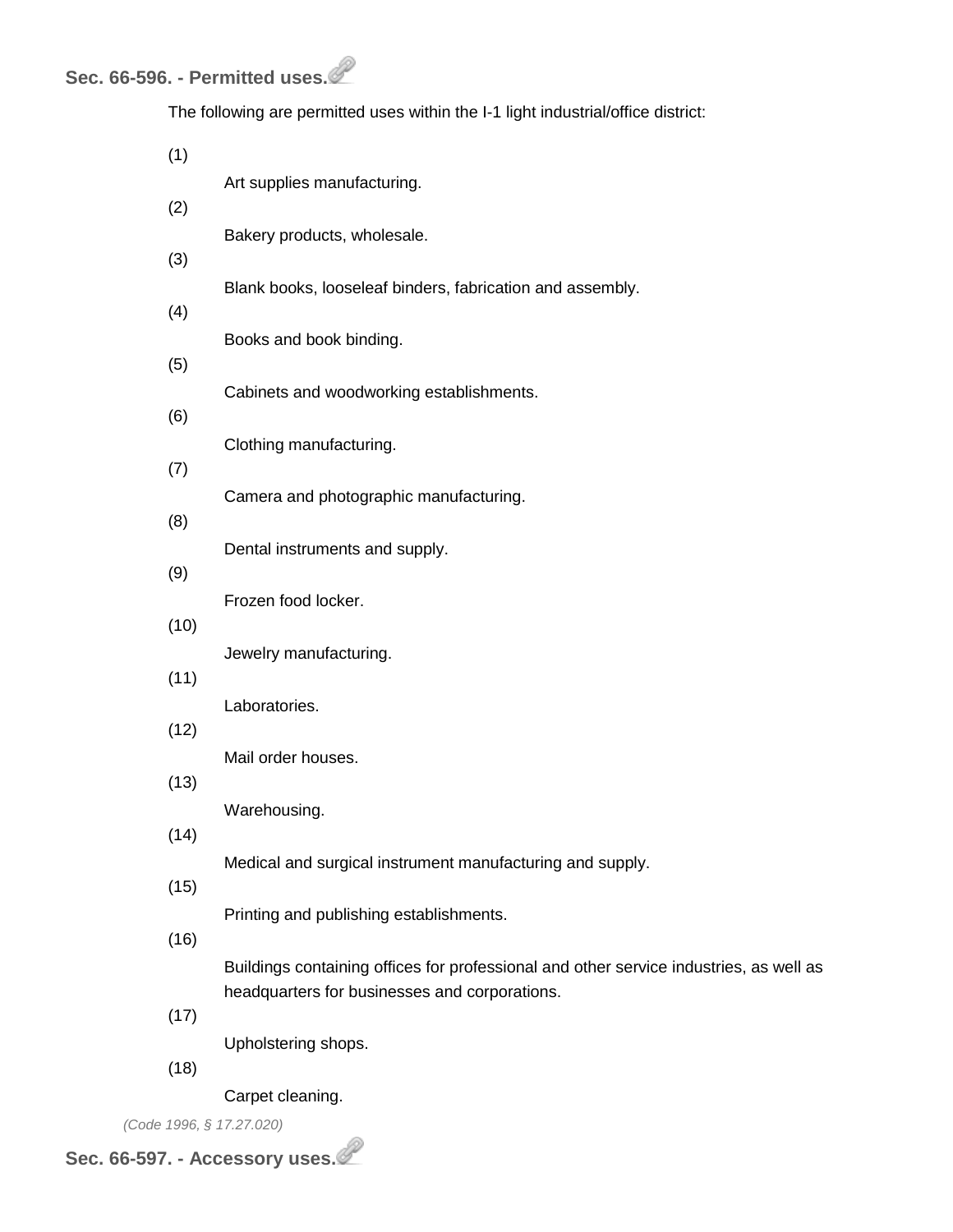### Sec. 66-596. - Permitted uses.

The following are permitted uses within the I-1 light industrial/office district:

(1) Art supplies manufacturing.

(2) Bakery products, wholesale.

(3) Blank books, looseleaf binders, fabrication and assembly.

(4) Books and book binding.

(5) Cabinets and woodworking establishments.

(6) Clothing manufacturing.

(7) Camera and photographic manufacturing.

(8) Dental instruments and supply.

(9) Frozen food locker.

(10) Jewelry manufacturing.

(11) Laboratories.

(12) Mail order houses.

(13) Warehousing.

(14) Medical and surgical instrument manufacturing and supply.

(15) Printing and publishing establishments.

(16) Buildings containing offices for professional and other service industries, as well as headquarters for businesses and corporations.

(17) Upholstering shops.

(18) Carpet cleaning.

*(Code 1996, § 17.27.020)*

### Sec. 66-597. - Accessory uses.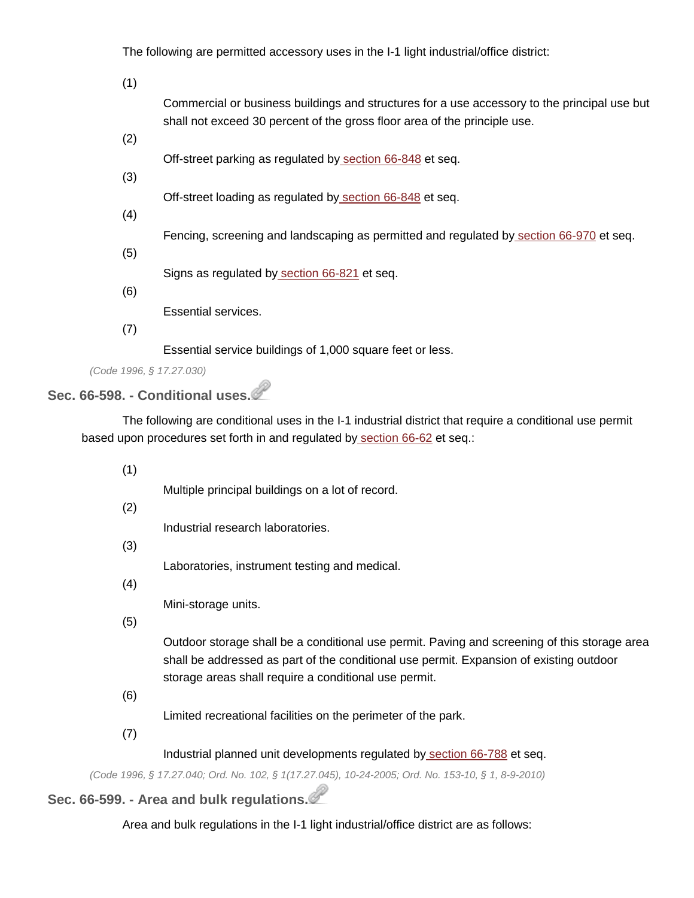The following are permitted accessory uses in the I-1 light industrial/office district:

(1) Commercial or business buildings and structures for a use accessory to the principal use but shall not exceed 30 percent of the gross floor area of the principle use.

(2) Off-street parking as regulated by section 66-848 et seq.

(3) Off-street loading as regulated by section 66-848 et seq.

(4) Fencing, screening and landscaping as permitted and regulated by section 66-970 et seq.

(5) Signs as regulated by section 66-821 et seq.

(6) Essential services.

(7) Essential service buildings of 1,000 square feet or less.

*(Code 1996, § 17.27.030)*

### Sec. 66-598. - Conditional uses.

The following are conditional uses in the I-1 industrial district that require a conditional use permit based upon procedures set forth in and regulated by section 66-62 et seq.:

(1) Multiple principal buildings on a lot of record.

(2) Industrial research laboratories.

(3) Laboratories, instrument testing and medical.

(4) Mini-storage units.

(5) Outdoor storage shall be a conditional use permit. Paving and screening of this storage area shall be addressed as part of the conditional use permit. Expansion of existing outdoor storage areas shall require a conditional use permit.

(6) Limited recreational facilities on the perimeter of the park.

(7) Industrial planned unit developments regulated by section 66-788 et seq.

*(Code 1996, § 17.27.040; Ord. No. 102, § 1(17.27.045), 10-24-2005; Ord. No. 153-10, § 1, 8-9-2010)*

### Sec. 66-599. - Area and bulk regulations.

Area and bulk regulations in the I-1 light industrial/office district are as follows: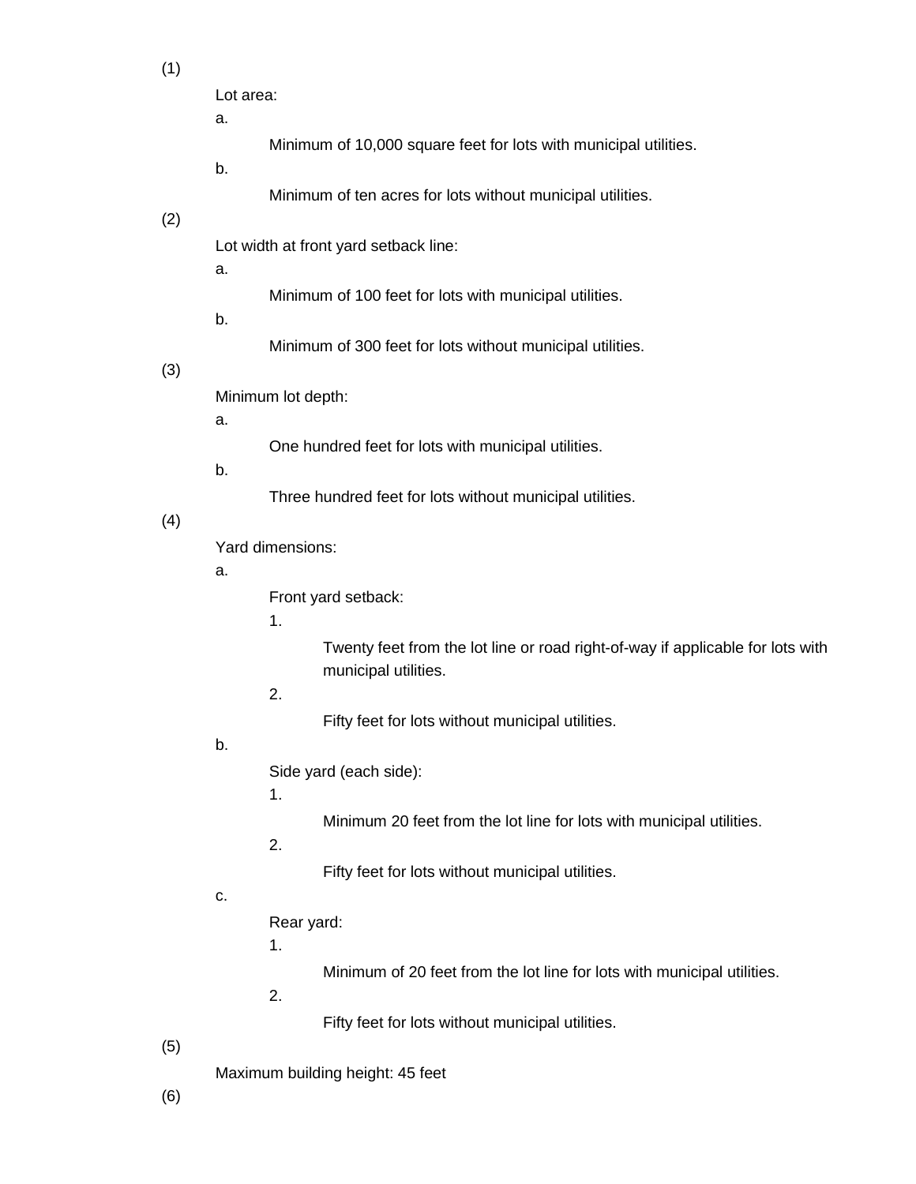(1)

Lot area:

a.

Minimum of 10,000 square feet for lots with municipal utilities.

b.

Minimum of ten acres for lots without municipal utilities.

(2)

Lot width at front yard setback line:

a.

Minimum of 100 feet for lots with municipal utilities.

b.

Minimum of 300 feet for lots without municipal utilities.

(3)

Minimum lot depth:

a.

One hundred feet for lots with municipal utilities.

b.

Three hundred feet for lots without municipal utilities.

(4)

Yard dimensions:

a.

Front yard setback:

1.

Twenty feet from the lot line or road right-of-way if applicable for lots with municipal utilities.

2.

Fifty feet for lots without municipal utilities.

b.

Side yard (each side):

1.

Minimum 20 feet from the lot line for lots with municipal utilities.

2.

Fifty feet for lots without municipal utilities.

c.

Rear yard:

1.

Minimum of 20 feet from the lot line for lots with municipal utilities.

2.

Fifty feet for lots without municipal utilities.

(5)

Maximum building height: 45 feet

(6)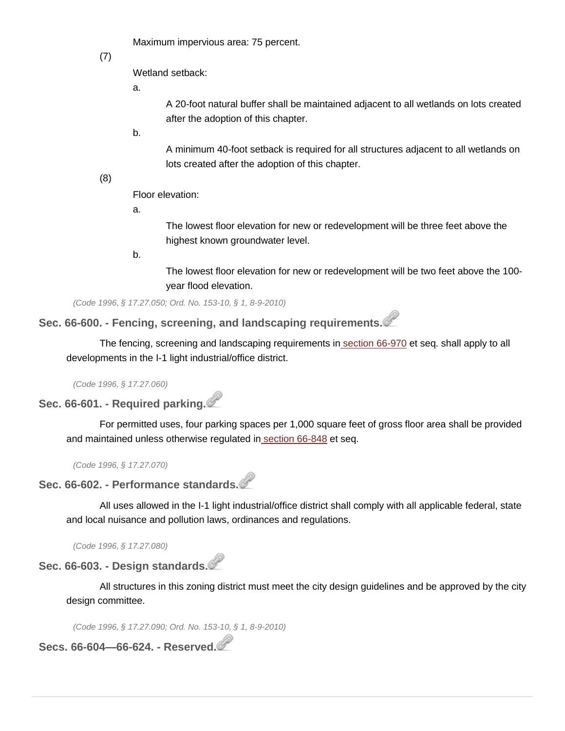Maximum impervious area: 75 percent.

(7) Wetland setback:

a. A 20-foot natural buffer shall be maintained adjacent to all wetlands on lots created after the adoption of this chapter.

b. A minimum 40-foot setback is required for all structures adjacent to all wetlands on lots created after the adoption of this chapter.

(8) Floor elevation:

a. The lowest floor elevation for new or redevelopment will be three feet above the highest known groundwater level.

b. The lowest floor elevation for new or redevelopment will be two feet above the 100-year flood elevation.

*(Code 1996, § 17.27.050; Ord. No. 153-10, § 1, 8-9-2010)*

### Sec. 66-600. - Fencing, screening, and landscaping requirements.

The fencing, screening and landscaping requirements in section 66-970 et seq. shall apply to all developments in the I-1 light industrial/office district.

*(Code 1996, § 17.27.060)*

### Sec. 66-601. - Required parking.

For permitted uses, four parking spaces per 1,000 square feet of gross floor area shall be provided and maintained unless otherwise regulated in section 66-848 et seq.

*(Code 1996, § 17.27.070)*

### Sec. 66-602. - Performance standards.

All uses allowed in the I-1 light industrial/office district shall comply with all applicable federal, state and local nuisance and pollution laws, ordinances and regulations.

*(Code 1996, § 17.27.080)*

### Sec. 66-603. - Design standards.

All structures in this zoning district must meet the city design guidelines and be approved by the city design committee.

*(Code 1996, § 17.27.090; Ord. No. 153-10, § 1, 8-9-2010)*

### Secs. 66-604—66-624. - Reserved.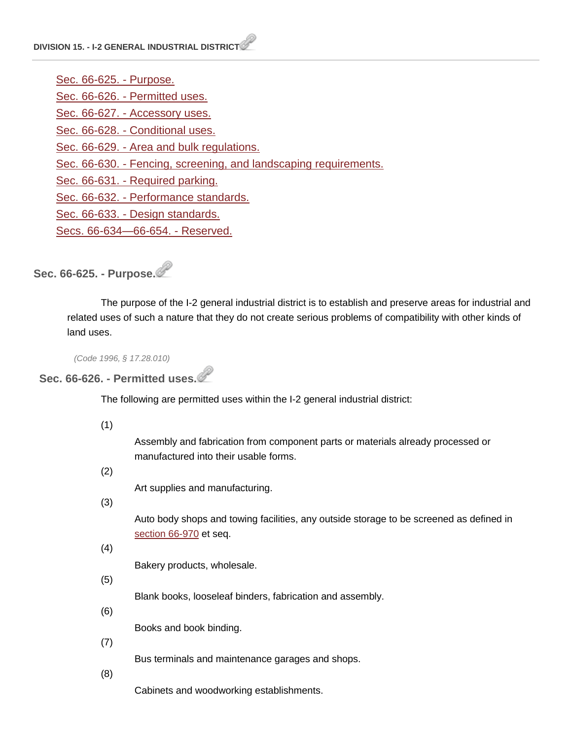**DIVISION 15. - I-2 GENERAL INDUSTRIAL DISTRICT**

- Sec. 66-625. - Purpose.
- Sec. 66-626. - Permitted uses.
- Sec. 66-627. - Accessory uses.
- Sec. 66-628. - Conditional uses.
- Sec. 66-629. - Area and bulk regulations.
- Sec. 66-630. - Fencing, screening, and landscaping requirements.
- Sec. 66-631. - Required parking.
- Sec. 66-632. - Performance standards.
- Sec. 66-633. - Design standards.
- Secs. 66-634—66-654. - Reserved.

## Sec. 66-625. - Purpose.

The purpose of the I-2 general industrial district is to establish and preserve areas for industrial and related uses of such a nature that they do not create serious problems of compatibility with other kinds of land uses.

*(Code 1996, § 17.28.010)*

## Sec. 66-626. - Permitted uses.

The following are permitted uses within the I-2 general industrial district:

(1) Assembly and fabrication from component parts or materials already processed or manufactured into their usable forms.

(2) Art supplies and manufacturing.

(3) Auto body shops and towing facilities, any outside storage to be screened as defined in section 66-970 et seq.

(4) Bakery products, wholesale.

(5) Blank books, looseleaf binders, fabrication and assembly.

(6) Books and book binding.

(7) Bus terminals and maintenance garages and shops.

(8) Cabinets and woodworking establishments.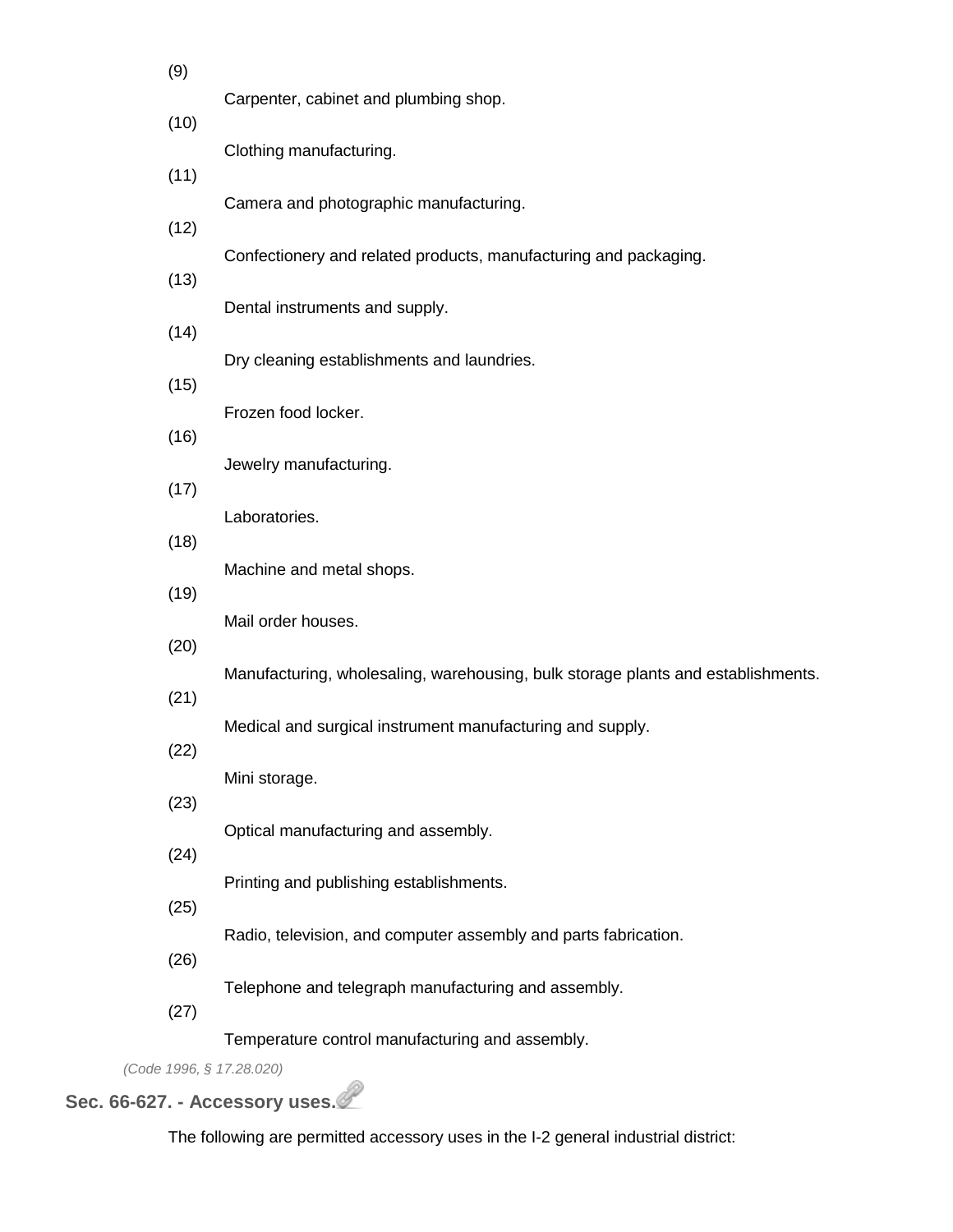(9) Carpenter, cabinet and plumbing shop.

(10) Clothing manufacturing.

(11) Camera and photographic manufacturing.

(12) Confectionery and related products, manufacturing and packaging.

(13) Dental instruments and supply.

(14) Dry cleaning establishments and laundries.

(15) Frozen food locker.

(16) Jewelry manufacturing.

(17) Laboratories.

(18) Machine and metal shops.

(19) Mail order houses.

(20) Manufacturing, wholesaling, warehousing, bulk storage plants and establishments.

(21) Medical and surgical instrument manufacturing and supply.

(22) Mini storage.

(23) Optical manufacturing and assembly.

(24) Printing and publishing establishments.

(25) Radio, television, and computer assembly and parts fabrication.

(26) Telephone and telegraph manufacturing and assembly.

(27) Temperature control manufacturing and assembly.

*(Code 1996, § 17.28.020)*

**Sec. 66-627. - Accessory uses.**

The following are permitted accessory uses in the I-2 general industrial district: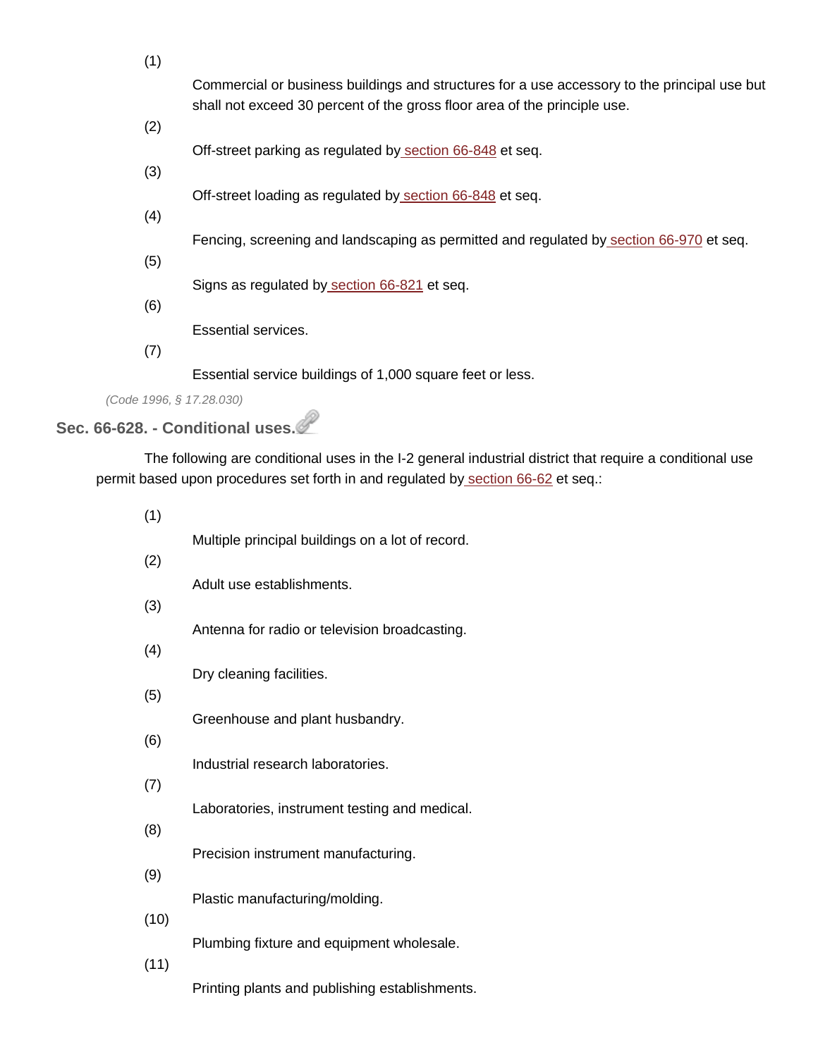(1) Commercial or business buildings and structures for a use accessory to the principal use but shall not exceed 30 percent of the gross floor area of the principle use.

(2) Off-street parking as regulated by section 66-848 et seq.

(3) Off-street loading as regulated by section 66-848 et seq.

(4) Fencing, screening and landscaping as permitted and regulated by section 66-970 et seq.

(5) Signs as regulated by section 66-821 et seq.

(6) Essential services.

(7) Essential service buildings of 1,000 square feet or less.

*(Code 1996, § 17.28.030)*

### Sec. 66-628. - Conditional uses.

The following are conditional uses in the I-2 general industrial district that require a conditional use permit based upon procedures set forth in and regulated by section 66-62 et seq.:

(1) Multiple principal buildings on a lot of record.

(2) Adult use establishments.

(3) Antenna for radio or television broadcasting.

(4) Dry cleaning facilities.

(5) Greenhouse and plant husbandry.

(6) Industrial research laboratories.

(7) Laboratories, instrument testing and medical.

(8) Precision instrument manufacturing.

(9) Plastic manufacturing/molding.

(10) Plumbing fixture and equipment wholesale.

(11) Printing plants and publishing establishments.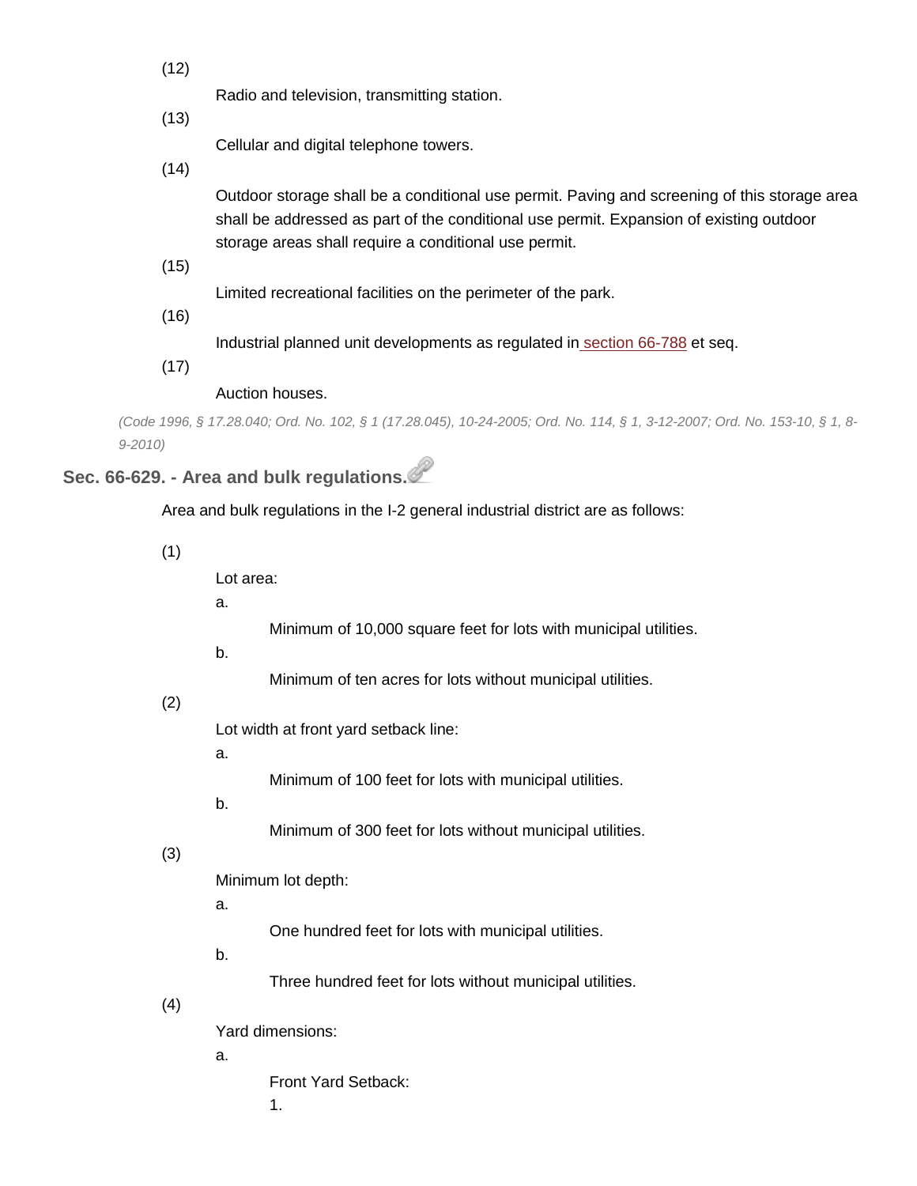(12)

Radio and television, transmitting station.

(13)

Cellular and digital telephone towers.

(14)

Outdoor storage shall be a conditional use permit. Paving and screening of this storage area shall be addressed as part of the conditional use permit. Expansion of existing outdoor storage areas shall require a conditional use permit.

(15)

Limited recreational facilities on the perimeter of the park.

(16)

Industrial planned unit developments as regulated in section 66-788 et seq.

(17)

Auction houses.

*(Code 1996, § 17.28.040; Ord. No. 102, § 1 (17.28.045), 10-24-2005; Ord. No. 114, § 1, 3-12-2007; Ord. No. 153-10, § 1, 8-9-2010)*

## Sec. 66-629. - Area and bulk regulations.

Area and bulk regulations in the I-2 general industrial district are as follows:

(1)

Lot area:

a.

Minimum of 10,000 square feet for lots with municipal utilities.

b.

Minimum of ten acres for lots without municipal utilities.

(2)

Lot width at front yard setback line:

a.

Minimum of 100 feet for lots with municipal utilities.

b.

Minimum of 300 feet for lots without municipal utilities.

(3)

Minimum lot depth:

a.

One hundred feet for lots with municipal utilities.

b.

Three hundred feet for lots without municipal utilities.

(4)

Yard dimensions:

a.

Front Yard Setback:

1.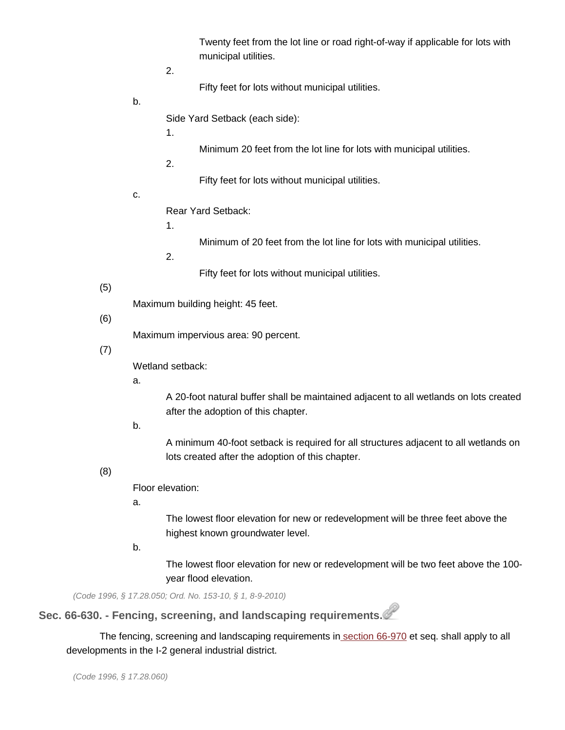Twenty feet from the lot line or road right-of-way if applicable for lots with municipal utilities.

2. Fifty feet for lots without municipal utilities.

b. Side Yard Setback (each side):

1. Minimum 20 feet from the lot line for lots with municipal utilities.

2. Fifty feet for lots without municipal utilities.

c. Rear Yard Setback:

1. Minimum of 20 feet from the lot line for lots with municipal utilities.

2. Fifty feet for lots without municipal utilities.

(5) Maximum building height: 45 feet.

(6) Maximum impervious area: 90 percent.

(7) Wetland setback:

a. A 20-foot natural buffer shall be maintained adjacent to all wetlands on lots created after the adoption of this chapter.

b. A minimum 40-foot setback is required for all structures adjacent to all wetlands on lots created after the adoption of this chapter.

(8) Floor elevation:

a. The lowest floor elevation for new or redevelopment will be three feet above the highest known groundwater level.

b. The lowest floor elevation for new or redevelopment will be two feet above the 100-year flood elevation.

*(Code 1996, § 17.28.050; Ord. No. 153-10, § 1, 8-9-2010)*

## Sec. 66-630. - Fencing, screening, and landscaping requirements.

The fencing, screening and landscaping requirements in section 66-970 et seq. shall apply to all developments in the I-2 general industrial district.

*(Code 1996, § 17.28.060)*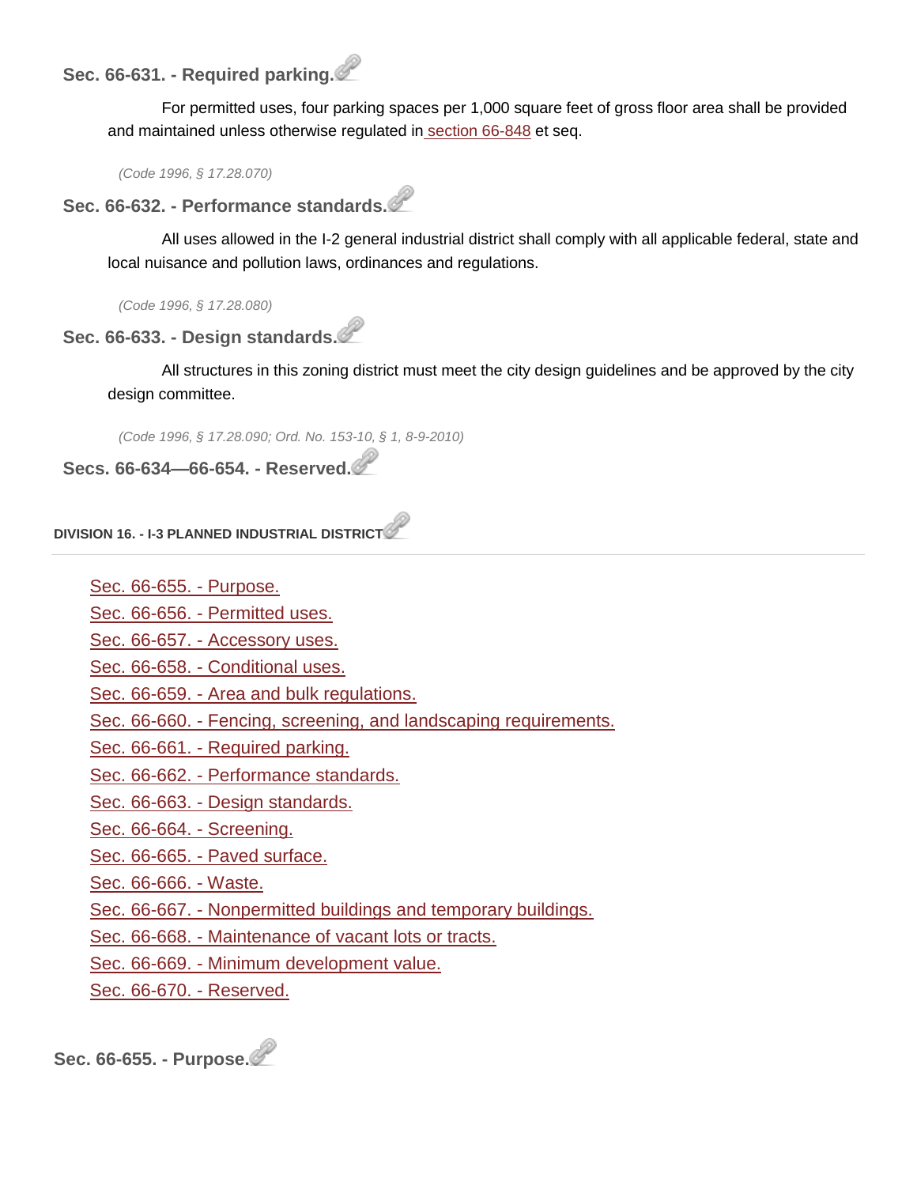### Sec. 66-631. - Required parking.

For permitted uses, four parking spaces per 1,000 square feet of gross floor area shall be provided and maintained unless otherwise regulated in section 66-848 et seq.

*(Code 1996, § 17.28.070)*

### Sec. 66-632. - Performance standards.

All uses allowed in the I-2 general industrial district shall comply with all applicable federal, state and local nuisance and pollution laws, ordinances and regulations.

*(Code 1996, § 17.28.080)*

### Sec. 66-633. - Design standards.

All structures in this zoning district must meet the city design guidelines and be approved by the city design committee.

*(Code 1996, § 17.28.090; Ord. No. 153-10, § 1, 8-9-2010)*

### Secs. 66-634—66-654. - Reserved.

## DIVISION 16. - I-3 PLANNED INDUSTRIAL DISTRICT

- Sec. 66-655. - Purpose.
- Sec. 66-656. - Permitted uses.
- Sec. 66-657. - Accessory uses.
- Sec. 66-658. - Conditional uses.
- Sec. 66-659. - Area and bulk regulations.
- Sec. 66-660. - Fencing, screening, and landscaping requirements.
- Sec. 66-661. - Required parking.
- Sec. 66-662. - Performance standards.
- Sec. 66-663. - Design standards.
- Sec. 66-664. - Screening.
- Sec. 66-665. - Paved surface.
- Sec. 66-666. - Waste.
- Sec. 66-667. - Nonpermitted buildings and temporary buildings.
- Sec. 66-668. - Maintenance of vacant lots or tracts.
- Sec. 66-669. - Minimum development value.
- Sec. 66-670. - Reserved.

### Sec. 66-655. - Purpose.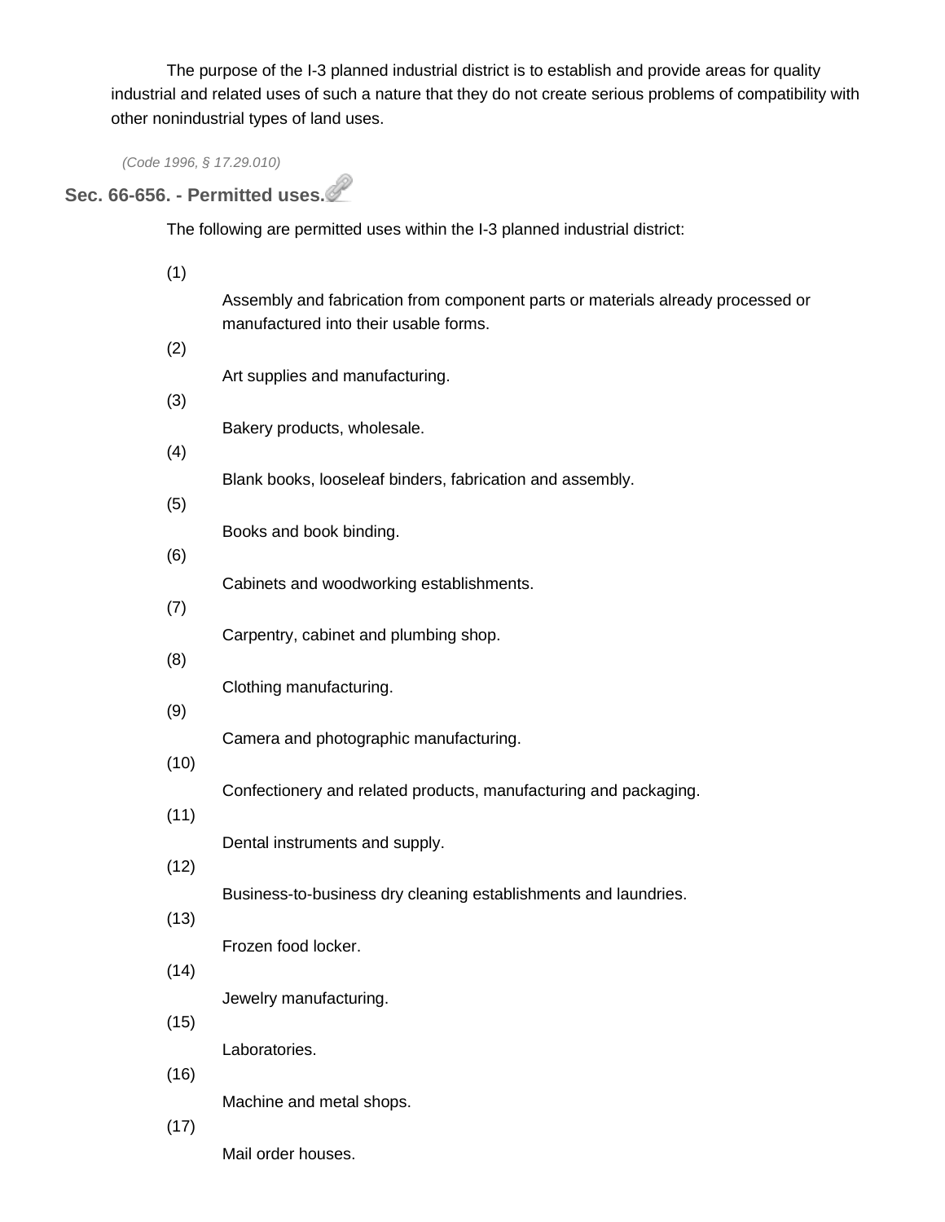The purpose of the I-3 planned industrial district is to establish and provide areas for quality industrial and related uses of such a nature that they do not create serious problems of compatibility with other nonindustrial types of land uses.

*(Code 1996, § 17.29.010)*

### Sec. 66-656. - Permitted uses.

The following are permitted uses within the I-3 planned industrial district:

(1) Assembly and fabrication from component parts or materials already processed or manufactured into their usable forms.

(2) Art supplies and manufacturing.

(3) Bakery products, wholesale.

(4) Blank books, looseleaf binders, fabrication and assembly.

(5) Books and book binding.

(6) Cabinets and woodworking establishments.

(7) Carpentry, cabinet and plumbing shop.

(8) Clothing manufacturing.

(9) Camera and photographic manufacturing.

(10) Confectionery and related products, manufacturing and packaging.

(11) Dental instruments and supply.

(12) Business-to-business dry cleaning establishments and laundries.

(13) Frozen food locker.

(14) Jewelry manufacturing.

(15) Laboratories.

(16) Machine and metal shops.

(17) Mail order houses.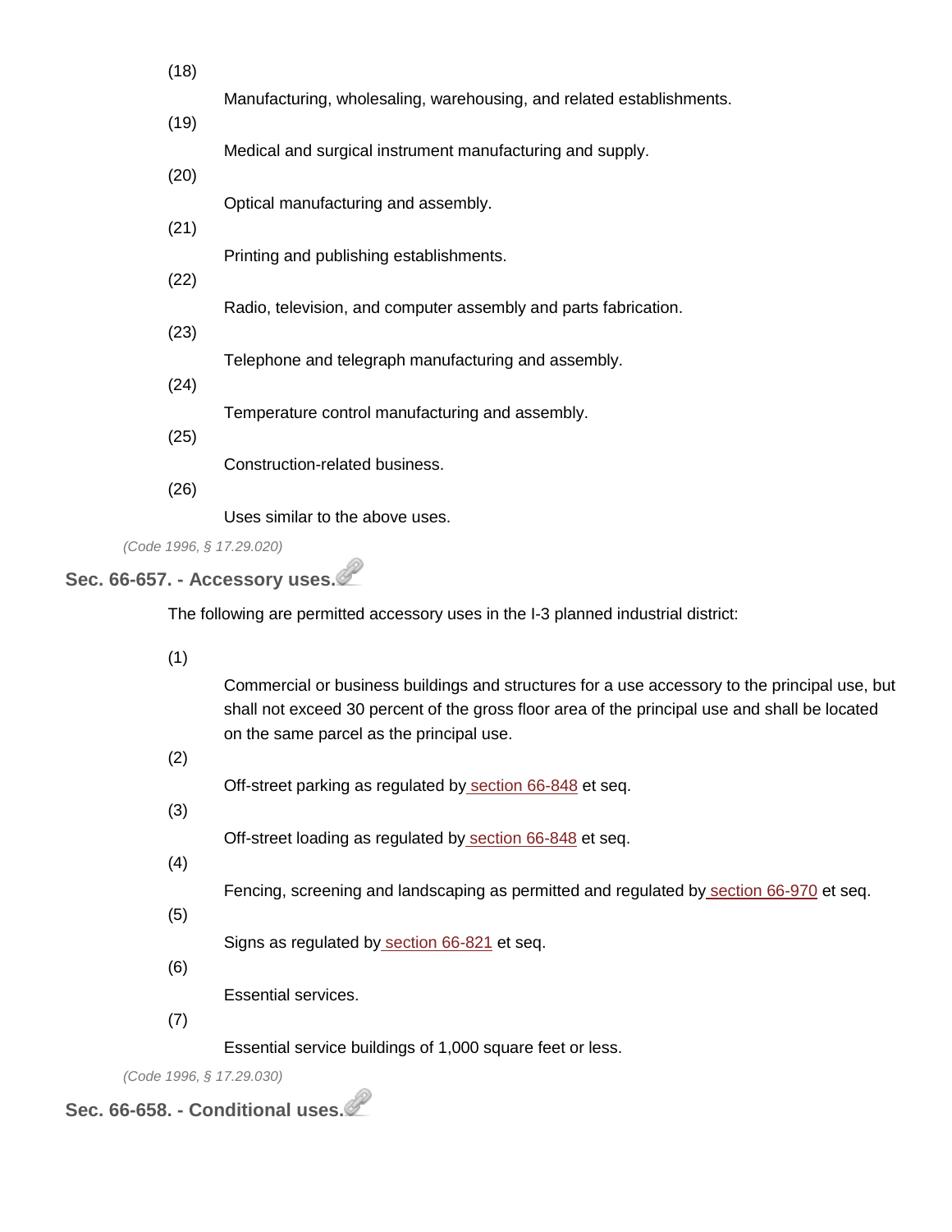(18) Manufacturing, wholesaling, warehousing, and related establishments.

(19) Medical and surgical instrument manufacturing and supply.

(20) Optical manufacturing and assembly.

(21) Printing and publishing establishments.

(22) Radio, television, and computer assembly and parts fabrication.

(23) Telephone and telegraph manufacturing and assembly.

(24) Temperature control manufacturing and assembly.

(25) Construction-related business.

(26) Uses similar to the above uses.

*(Code 1996, § 17.29.020)*

## Sec. 66-657. - Accessory uses.

The following are permitted accessory uses in the I-3 planned industrial district:

(1) Commercial or business buildings and structures for a use accessory to the principal use, but shall not exceed 30 percent of the gross floor area of the principal use and shall be located on the same parcel as the principal use.

(2) Off-street parking as regulated by section 66-848 et seq.

(3) Off-street loading as regulated by section 66-848 et seq.

(4) Fencing, screening and landscaping as permitted and regulated by section 66-970 et seq.

(5) Signs as regulated by section 66-821 et seq.

(6) Essential services.

(7) Essential service buildings of 1,000 square feet or less.

*(Code 1996, § 17.29.030)*

## Sec. 66-658. - Conditional uses.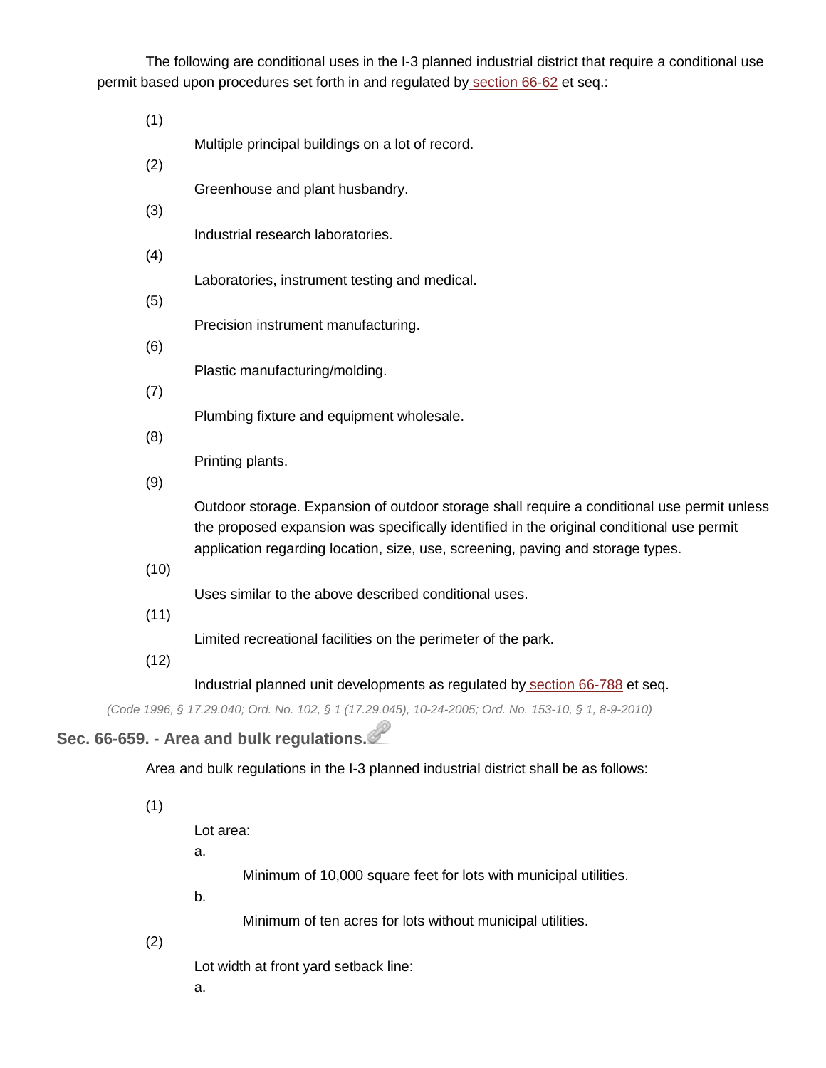The following are conditional uses in the I-3 planned industrial district that require a conditional use permit based upon procedures set forth in and regulated by section 66-62 et seq.:

(1) Multiple principal buildings on a lot of record.

(2) Greenhouse and plant husbandry.

(3) Industrial research laboratories.

(4) Laboratories, instrument testing and medical.

(5) Precision instrument manufacturing.

(6) Plastic manufacturing/molding.

(7) Plumbing fixture and equipment wholesale.

(8) Printing plants.

(9) Outdoor storage. Expansion of outdoor storage shall require a conditional use permit unless the proposed expansion was specifically identified in the original conditional use permit application regarding location, size, use, screening, paving and storage types.

(10) Uses similar to the above described conditional uses.

(11) Limited recreational facilities on the perimeter of the park.

(12) Industrial planned unit developments as regulated by section 66-788 et seq.

*(Code 1996, § 17.29.040; Ord. No. 102, § 1 (17.29.045), 10-24-2005; Ord. No. 153-10, § 1, 8-9-2010)*

### Sec. 66-659. - Area and bulk regulations.

Area and bulk regulations in the I-3 planned industrial district shall be as follows:

(1) Lot area:

a. Minimum of 10,000 square feet for lots with municipal utilities.

b. Minimum of ten acres for lots without municipal utilities.

(2) Lot width at front yard setback line:

a.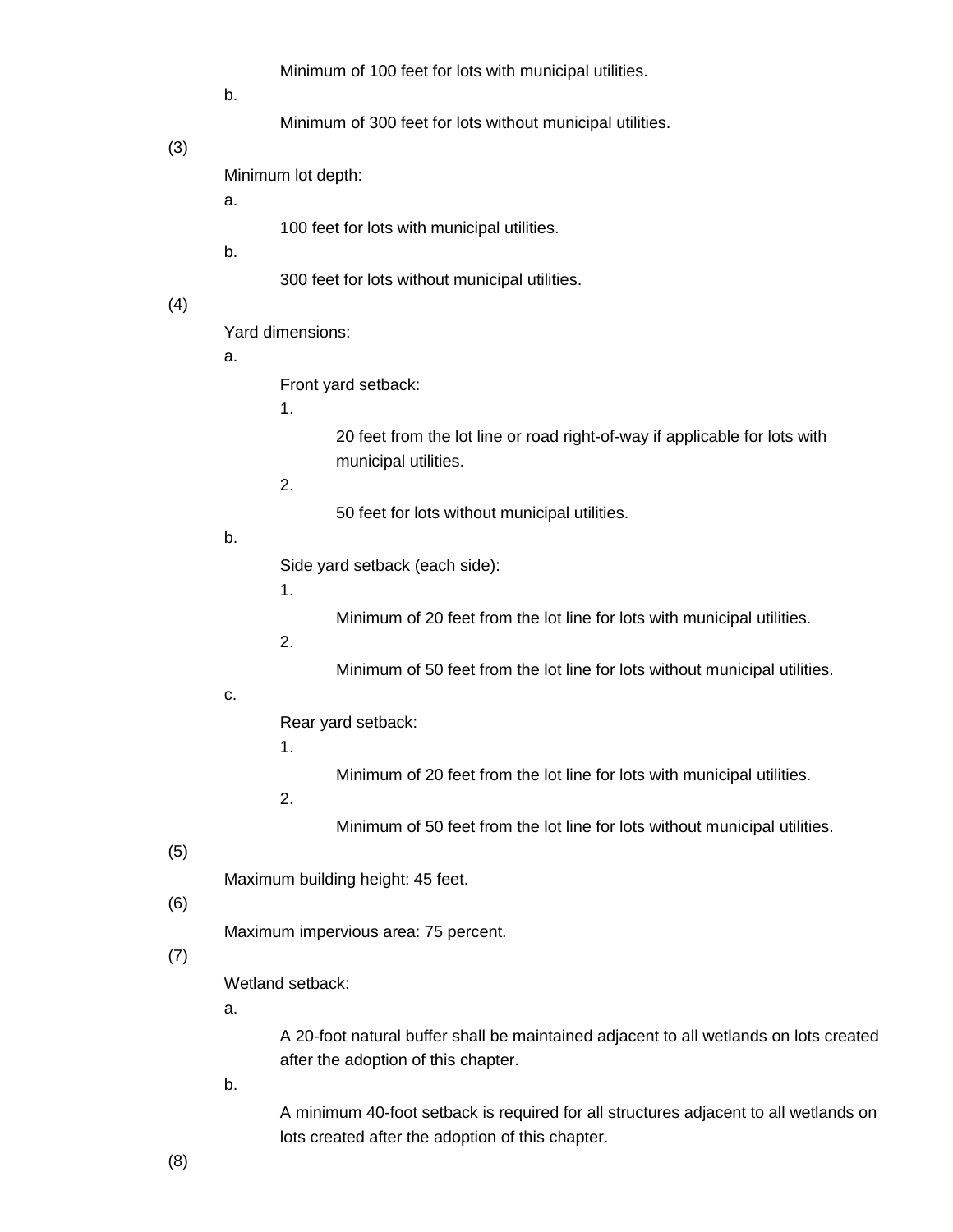Minimum of 100 feet for lots with municipal utilities.

b.

Minimum of 300 feet for lots without municipal utilities.

(3)

Minimum lot depth:

a.

100 feet for lots with municipal utilities.

b.

300 feet for lots without municipal utilities.

(4)

Yard dimensions:

a.

Front yard setback:

1.

20 feet from the lot line or road right-of-way if applicable for lots with municipal utilities.

2.

50 feet for lots without municipal utilities.

b.

Side yard setback (each side):

1.

Minimum of 20 feet from the lot line for lots with municipal utilities.

2.

Minimum of 50 feet from the lot line for lots without municipal utilities.

c.

Rear yard setback:

1.

Minimum of 20 feet from the lot line for lots with municipal utilities.

2.

Minimum of 50 feet from the lot line for lots without municipal utilities.

(5)

Maximum building height: 45 feet.

(6)

Maximum impervious area: 75 percent.

(7)

Wetland setback:

a.

A 20-foot natural buffer shall be maintained adjacent to all wetlands on lots created after the adoption of this chapter.

b.

A minimum 40-foot setback is required for all structures adjacent to all wetlands on lots created after the adoption of this chapter.

(8)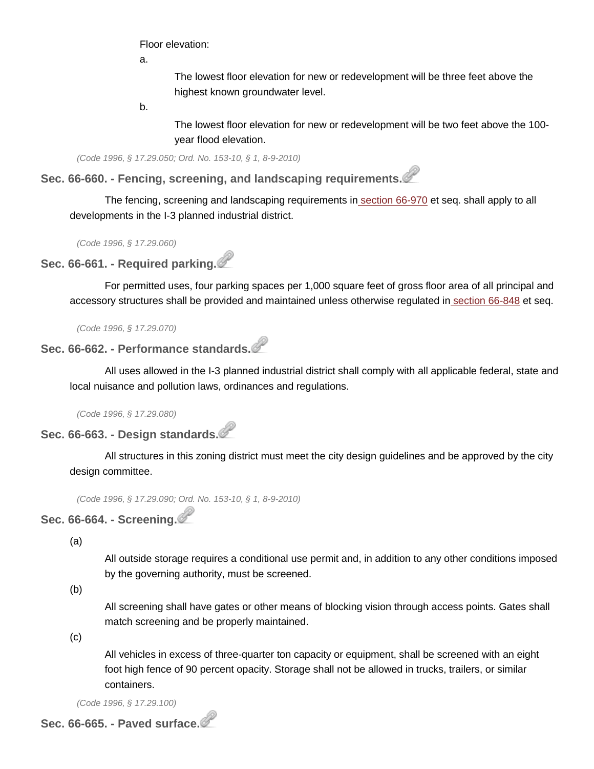Floor elevation:

a. The lowest floor elevation for new or redevelopment will be three feet above the highest known groundwater level.

b. The lowest floor elevation for new or redevelopment will be two feet above the 100-year flood elevation.

*(Code 1996, § 17.29.050; Ord. No. 153-10, § 1, 8-9-2010)*

### Sec. 66-660. - Fencing, screening, and landscaping requirements.

The fencing, screening and landscaping requirements in section 66-970 et seq. shall apply to all developments in the I-3 planned industrial district.

*(Code 1996, § 17.29.060)*

### Sec. 66-661. - Required parking.

For permitted uses, four parking spaces per 1,000 square feet of gross floor area of all principal and accessory structures shall be provided and maintained unless otherwise regulated in section 66-848 et seq.

*(Code 1996, § 17.29.070)*

### Sec. 66-662. - Performance standards.

All uses allowed in the I-3 planned industrial district shall comply with all applicable federal, state and local nuisance and pollution laws, ordinances and regulations.

*(Code 1996, § 17.29.080)*

### Sec. 66-663. - Design standards.

All structures in this zoning district must meet the city design guidelines and be approved by the city design committee.

*(Code 1996, § 17.29.090; Ord. No. 153-10, § 1, 8-9-2010)*

### Sec. 66-664. - Screening.

(a) All outside storage requires a conditional use permit and, in addition to any other conditions imposed by the governing authority, must be screened.

(b) All screening shall have gates or other means of blocking vision through access points. Gates shall match screening and be properly maintained.

(c) All vehicles in excess of three-quarter ton capacity or equipment, shall be screened with an eight foot high fence of 90 percent opacity. Storage shall not be allowed in trucks, trailers, or similar containers.

*(Code 1996, § 17.29.100)*

### Sec. 66-665. - Paved surface.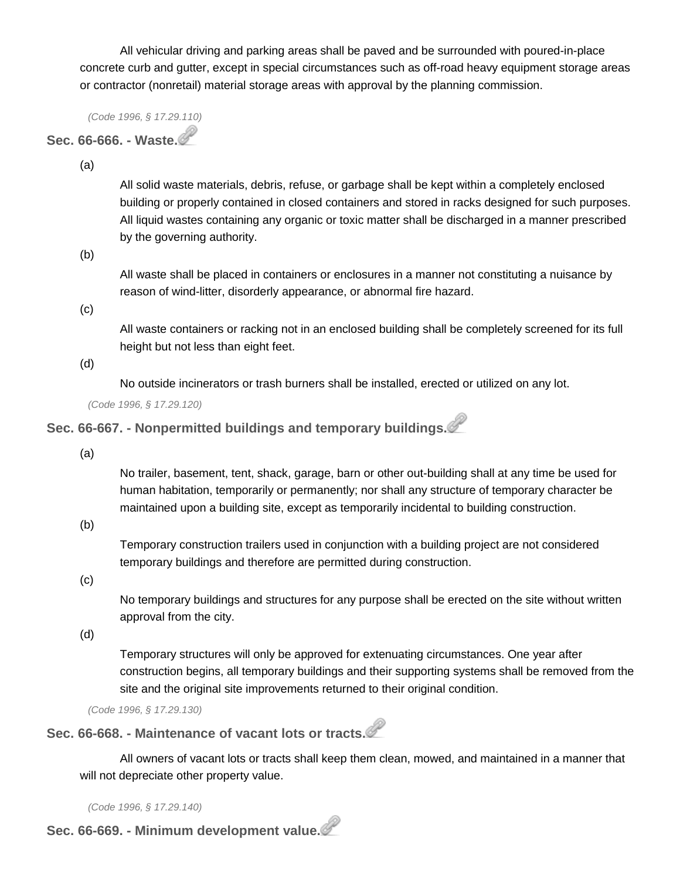All vehicular driving and parking areas shall be paved and be surrounded with poured-in-place concrete curb and gutter, except in special circumstances such as off-road heavy equipment storage areas or contractor (nonretail) material storage areas with approval by the planning commission.

*(Code 1996, § 17.29.110)*

### Sec. 66-666. - Waste.

(a)

All solid waste materials, debris, refuse, or garbage shall be kept within a completely enclosed building or properly contained in closed containers and stored in racks designed for such purposes. All liquid wastes containing any organic or toxic matter shall be discharged in a manner prescribed by the governing authority.

(b)

All waste shall be placed in containers or enclosures in a manner not constituting a nuisance by reason of wind-litter, disorderly appearance, or abnormal fire hazard.

(c)

All waste containers or racking not in an enclosed building shall be completely screened for its full height but not less than eight feet.

(d)

No outside incinerators or trash burners shall be installed, erected or utilized on any lot.

*(Code 1996, § 17.29.120)*

### Sec. 66-667. - Nonpermitted buildings and temporary buildings.

(a)

No trailer, basement, tent, shack, garage, barn or other out-building shall at any time be used for human habitation, temporarily or permanently; nor shall any structure of temporary character be maintained upon a building site, except as temporarily incidental to building construction.

(b)

Temporary construction trailers used in conjunction with a building project are not considered temporary buildings and therefore are permitted during construction.

(c)

No temporary buildings and structures for any purpose shall be erected on the site without written approval from the city.

(d)

Temporary structures will only be approved for extenuating circumstances. One year after construction begins, all temporary buildings and their supporting systems shall be removed from the site and the original site improvements returned to their original condition.

*(Code 1996, § 17.29.130)*

### Sec. 66-668. - Maintenance of vacant lots or tracts.

All owners of vacant lots or tracts shall keep them clean, mowed, and maintained in a manner that will not depreciate other property value.

*(Code 1996, § 17.29.140)*

### Sec. 66-669. - Minimum development value.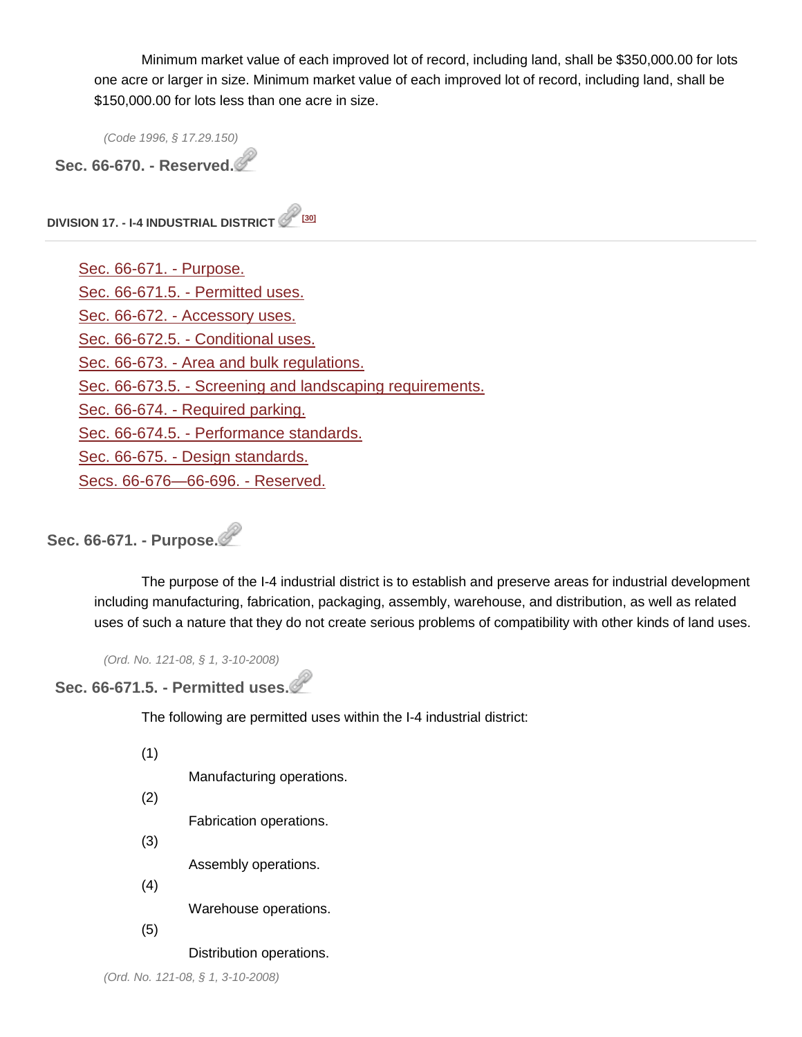Minimum market value of each improved lot of record, including land, shall be $350,000.00 for lots one acre or larger in size. Minimum market value of each improved lot of record, including land, shall be $150,000.00 for lots less than one acre in size.

*(Code 1996, § 17.29.150)*

### Sec. 66-670. - Reserved.

## DIVISION 17. - I-4 INDUSTRIAL DISTRICT [30]

---

- Sec. 66-671. - Purpose.
- Sec. 66-671.5. - Permitted uses.
- Sec. 66-672. - Accessory uses.
- Sec. 66-672.5. - Conditional uses.
- Sec. 66-673. - Area and bulk regulations.
- Sec. 66-673.5. - Screening and landscaping requirements.
- Sec. 66-674. - Required parking.
- Sec. 66-674.5. - Performance standards.
- Sec. 66-675. - Design standards.
- Secs. 66-676—66-696. - Reserved.

### Sec. 66-671. - Purpose.

The purpose of the I-4 industrial district is to establish and preserve areas for industrial development including manufacturing, fabrication, packaging, assembly, warehouse, and distribution, as well as related uses of such a nature that they do not create serious problems of compatibility with other kinds of land uses.

*(Ord. No. 121-08, § 1, 3-10-2008)*

### Sec. 66-671.5. - Permitted uses.

The following are permitted uses within the I-4 industrial district:

(1) Manufacturing operations.

(2) Fabrication operations.

(3) Assembly operations.

(4) Warehouse operations.

(5) Distribution operations.

*(Ord. No. 121-08, § 1, 3-10-2008)*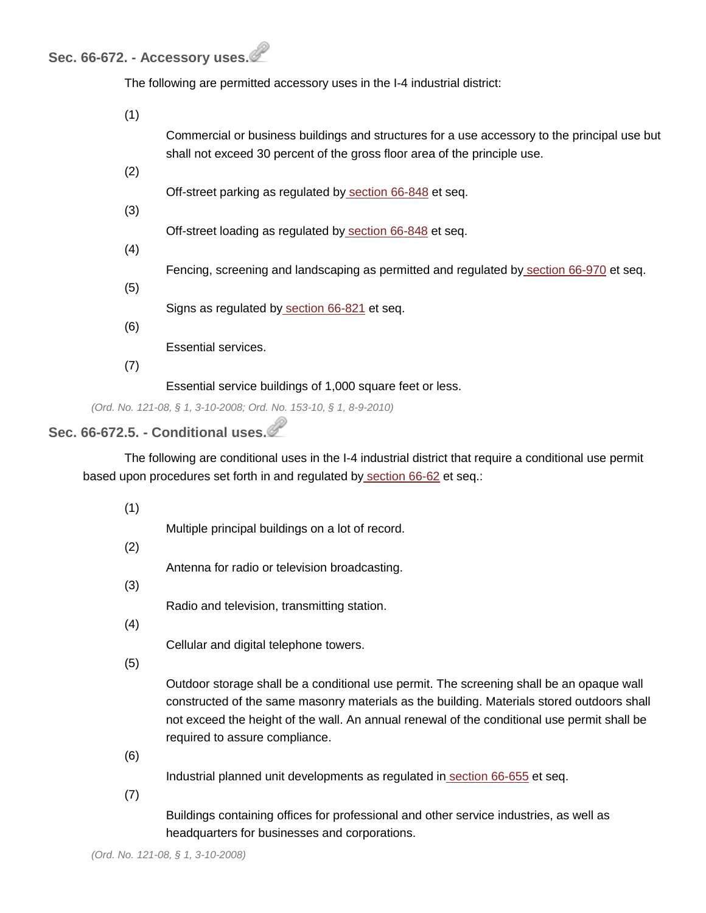### Sec. 66-672. - Accessory uses.

The following are permitted accessory uses in the I-4 industrial district:

(1) Commercial or business buildings and structures for a use accessory to the principal use but shall not exceed 30 percent of the gross floor area of the principle use.

(2) Off-street parking as regulated by section 66-848 et seq.

(3) Off-street loading as regulated by section 66-848 et seq.

(4) Fencing, screening and landscaping as permitted and regulated by section 66-970 et seq.

(5) Signs as regulated by section 66-821 et seq.

(6) Essential services.

(7) Essential service buildings of 1,000 square feet or less.

*(Ord. No. 121-08, § 1, 3-10-2008; Ord. No. 153-10, § 1, 8-9-2010)*

### Sec. 66-672.5. - Conditional uses.

The following are conditional uses in the I-4 industrial district that require a conditional use permit based upon procedures set forth in and regulated by section 66-62 et seq.:

(1) Multiple principal buildings on a lot of record.

(2) Antenna for radio or television broadcasting.

(3) Radio and television, transmitting station.

(4) Cellular and digital telephone towers.

(5) Outdoor storage shall be a conditional use permit. The screening shall be an opaque wall constructed of the same masonry materials as the building. Materials stored outdoors shall not exceed the height of the wall. An annual renewal of the conditional use permit shall be required to assure compliance.

(6) Industrial planned unit developments as regulated in section 66-655 et seq.

(7) Buildings containing offices for professional and other service industries, as well as headquarters for businesses and corporations.

*(Ord. No. 121-08, § 1, 3-10-2008)*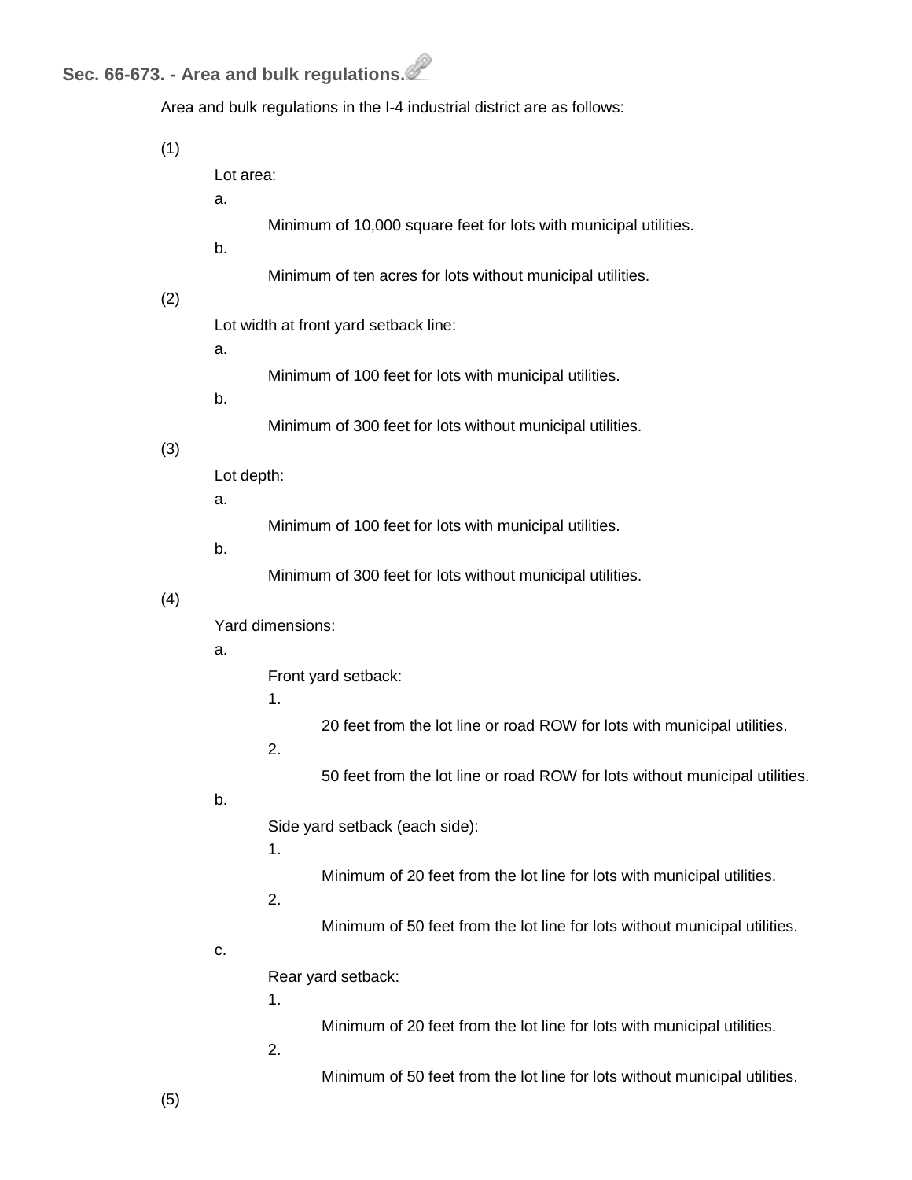**Sec. 66-673. - Area and bulk regulations.**

Area and bulk regulations in the I-4 industrial district are as follows:

(1) Lot area:

a. Minimum of 10,000 square feet for lots with municipal utilities.

b. Minimum of ten acres for lots without municipal utilities.

(2) Lot width at front yard setback line:

a. Minimum of 100 feet for lots with municipal utilities.

b. Minimum of 300 feet for lots without municipal utilities.

(3) Lot depth:

a. Minimum of 100 feet for lots with municipal utilities.

b. Minimum of 300 feet for lots without municipal utilities.

(4) Yard dimensions:

a. Front yard setback:

1. 20 feet from the lot line or road ROW for lots with municipal utilities.

2. 50 feet from the lot line or road ROW for lots without municipal utilities.

b. Side yard setback (each side):

1. Minimum of 20 feet from the lot line for lots with municipal utilities.

2. Minimum of 50 feet from the lot line for lots without municipal utilities.

c. Rear yard setback:

1. Minimum of 20 feet from the lot line for lots with municipal utilities.

2. Minimum of 50 feet from the lot line for lots without municipal utilities.

(5)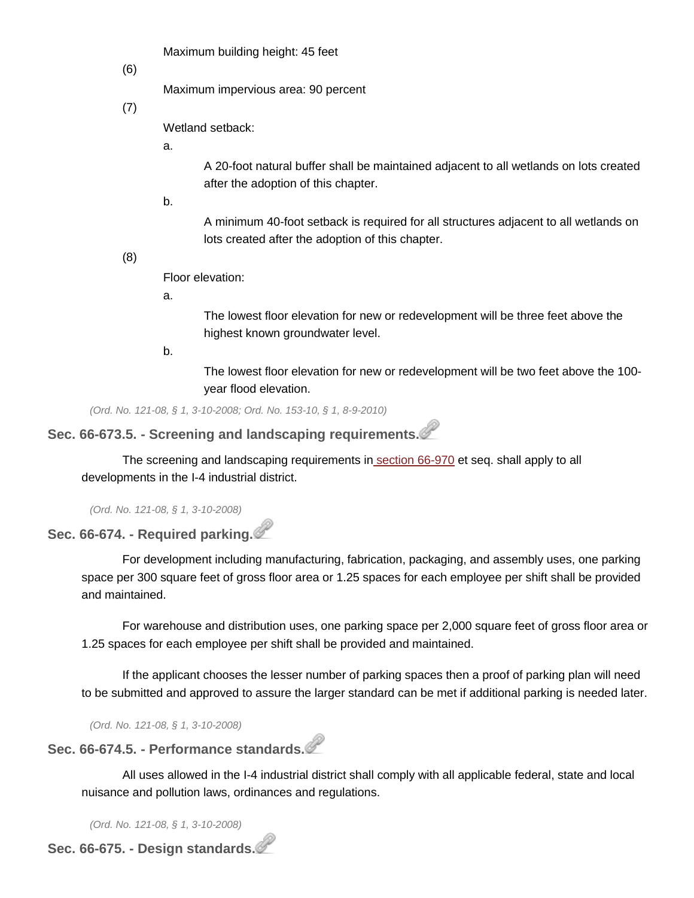Maximum building height: 45 feet

(6)

Maximum impervious area: 90 percent

(7)

Wetland setback:

a.

A 20-foot natural buffer shall be maintained adjacent to all wetlands on lots created after the adoption of this chapter.

b.

A minimum 40-foot setback is required for all structures adjacent to all wetlands on lots created after the adoption of this chapter.

(8)

Floor elevation:

a.

The lowest floor elevation for new or redevelopment will be three feet above the highest known groundwater level.

b.

The lowest floor elevation for new or redevelopment will be two feet above the 100-year flood elevation.

*(Ord. No. 121-08, § 1, 3-10-2008; Ord. No. 153-10, § 1, 8-9-2010)*

### Sec. 66-673.5. - Screening and landscaping requirements.

The screening and landscaping requirements in section 66-970 et seq. shall apply to all developments in the I-4 industrial district.

*(Ord. No. 121-08, § 1, 3-10-2008)*

### Sec. 66-674. - Required parking.

For development including manufacturing, fabrication, packaging, and assembly uses, one parking space per 300 square feet of gross floor area or 1.25 spaces for each employee per shift shall be provided and maintained.

For warehouse and distribution uses, one parking space per 2,000 square feet of gross floor area or 1.25 spaces for each employee per shift shall be provided and maintained.

If the applicant chooses the lesser number of parking spaces then a proof of parking plan will need to be submitted and approved to assure the larger standard can be met if additional parking is needed later.

*(Ord. No. 121-08, § 1, 3-10-2008)*

### Sec. 66-674.5. - Performance standards.

All uses allowed in the I-4 industrial district shall comply with all applicable federal, state and local nuisance and pollution laws, ordinances and regulations.

*(Ord. No. 121-08, § 1, 3-10-2008)*

### Sec. 66-675. - Design standards.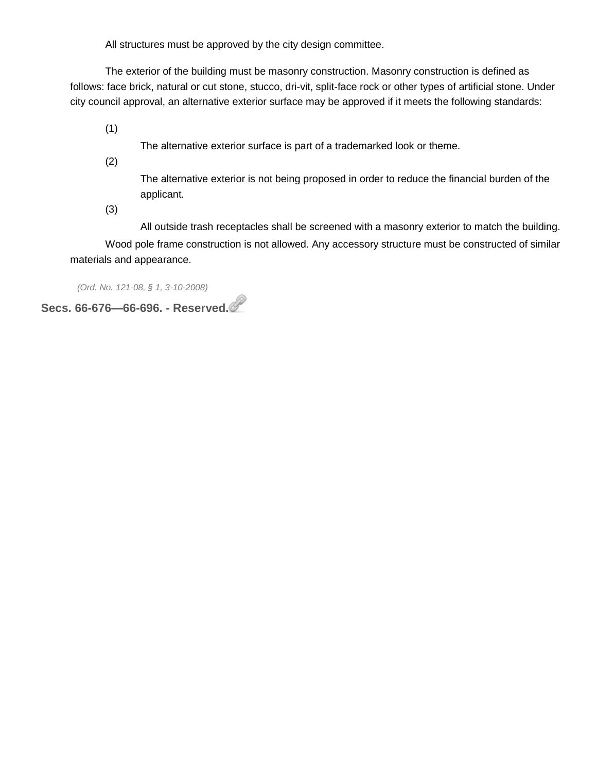All structures must be approved by the city design committee.

The exterior of the building must be masonry construction. Masonry construction is defined as follows: face brick, natural or cut stone, stucco, dri-vit, split-face rock or other types of artificial stone. Under city council approval, an alternative exterior surface may be approved if it meets the following standards:

(1) The alternative exterior surface is part of a trademarked look or theme.

(2) The alternative exterior is not being proposed in order to reduce the financial burden of the applicant.

(3) All outside trash receptacles shall be screened with a masonry exterior to match the building.

Wood pole frame construction is not allowed. Any accessory structure must be constructed of similar materials and appearance.

*(Ord. No. 121-08, § 1, 3-10-2008)*

**Secs. 66-676—66-696. - Reserved.**